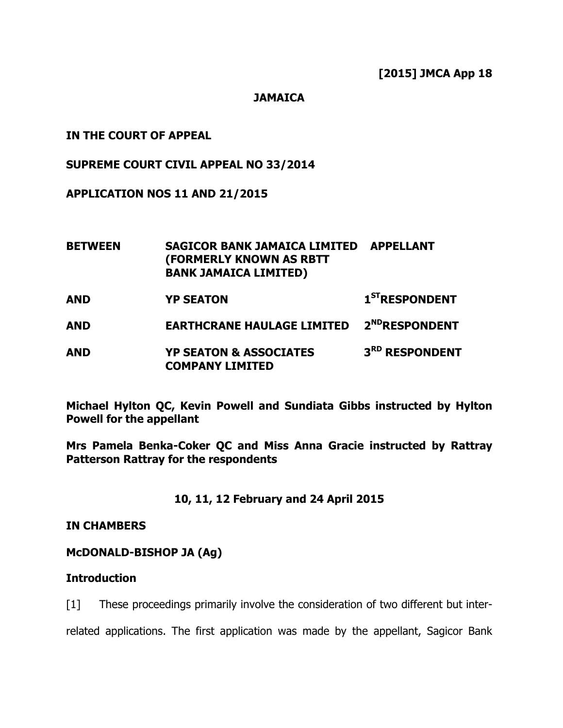**[2015] JMCA App 18**

**JAMAICA**

**IN THE COURT OF APPEAL**

**SUPREME COURT CIVIL APPEAL NO 33/2014**

**APPLICATION NOS 11 AND 21/2015**

| | | |
|---|---|---|
| **BETWEEN** | **SAGICOR BANK JAMAICA LIMITED (FORMERLY KNOWN AS RBTT BANK JAMAICA LIMITED)** | **APPELLANT** |
| **AND** | **YP SEATON** | **1ST RESPONDENT** |
| **AND** | **EARTHCRANE HAULAGE LIMITED** | **2ND RESPONDENT** |
| **AND** | **YP SEATON & ASSOCIATES COMPANY LIMITED** | **3RD RESPONDENT** |

**Michael Hylton QC, Kevin Powell and Sundiata Gibbs instructed by Hylton Powell for the appellant**

**Mrs Pamela Benka-Coker QC and Miss Anna Gracie instructed by Rattray Patterson Rattray for the respondents**

**10, 11, 12 February and 24 April 2015**

**IN CHAMBERS**

**McDONALD-BISHOP JA (Ag)**

## Introduction

[1] These proceedings primarily involve the consideration of two different but inter-related applications. The first application was made by the appellant, Sagicor Bank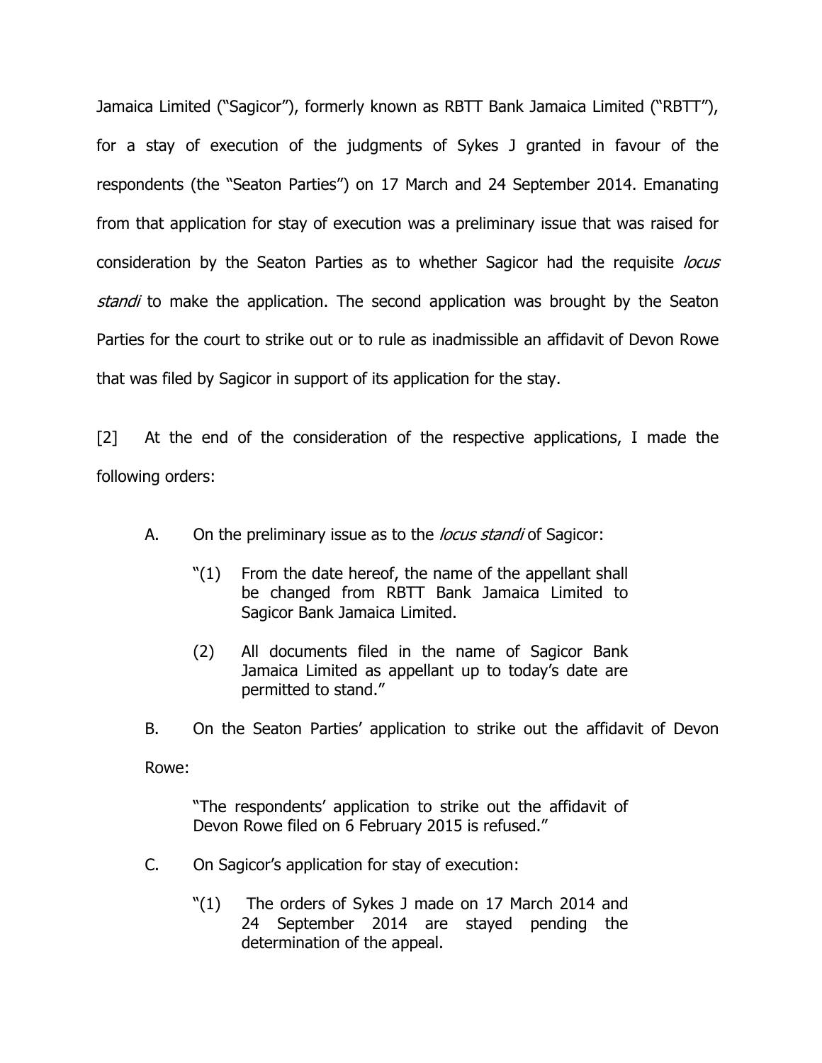Jamaica Limited ("Sagicor"), formerly known as RBTT Bank Jamaica Limited ("RBTT"), for a stay of execution of the judgments of Sykes J granted in favour of the respondents (the "Seaton Parties") on 17 March and 24 September 2014. Emanating from that application for stay of execution was a preliminary issue that was raised for consideration by the Seaton Parties as to whether Sagicor had the requisite *locus standi* to make the application. The second application was brought by the Seaton Parties for the court to strike out or to rule as inadmissible an affidavit of Devon Rowe that was filed by Sagicor in support of its application for the stay.

[2] At the end of the consideration of the respective applications, I made the following orders:

A. On the preliminary issue as to the *locus standi* of Sagicor:

> "(1) From the date hereof, the name of the appellant shall be changed from RBTT Bank Jamaica Limited to Sagicor Bank Jamaica Limited.
>
> (2) All documents filed in the name of Sagicor Bank Jamaica Limited as appellant up to today's date are permitted to stand."

B. On the Seaton Parties' application to strike out the affidavit of Devon Rowe:

> "The respondents' application to strike out the affidavit of Devon Rowe filed on 6 February 2015 is refused."

C. On Sagicor's application for stay of execution:

> "(1) The orders of Sykes J made on 17 March 2014 and 24 September 2014 are stayed pending the determination of the appeal.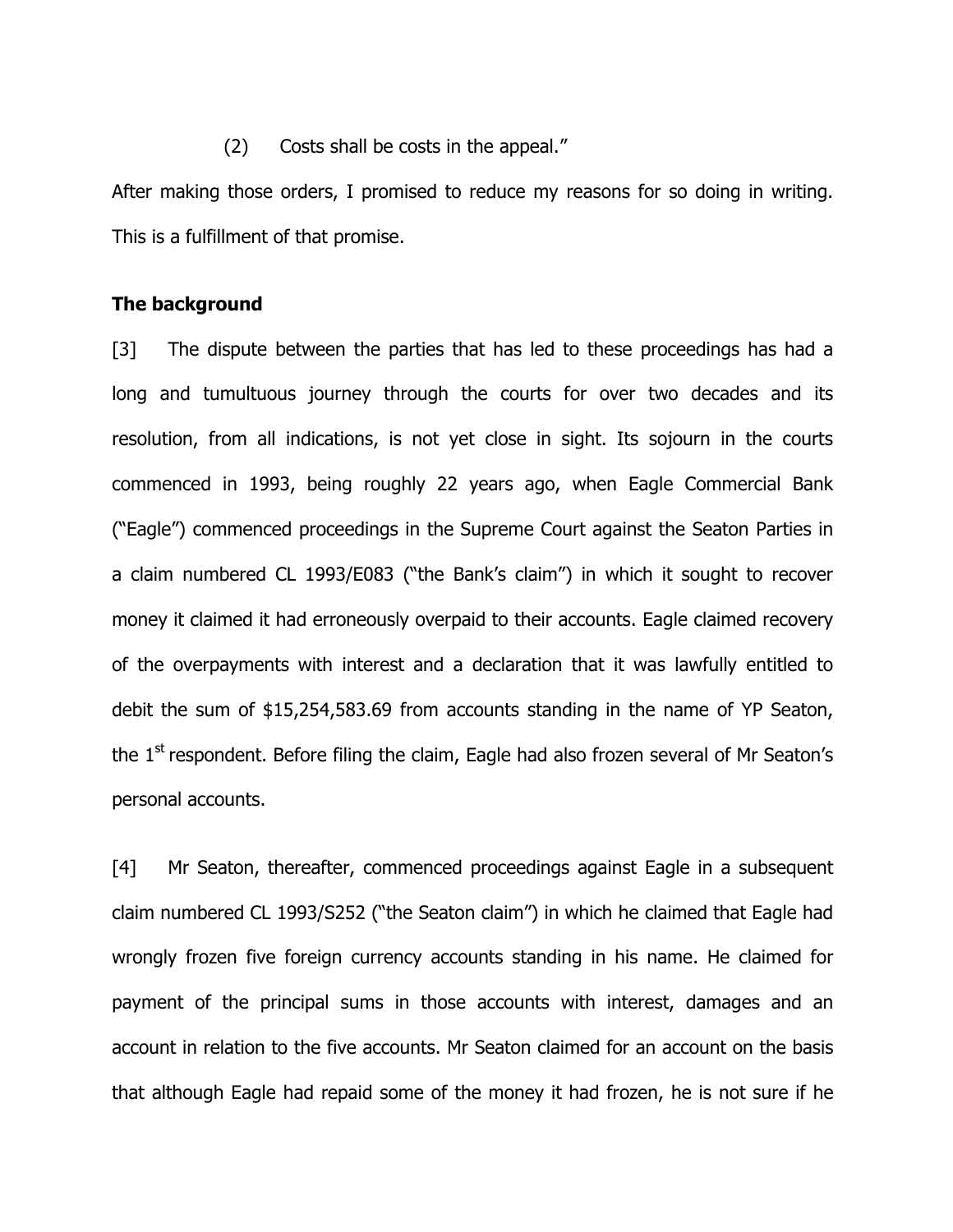(2) Costs shall be costs in the appeal."

After making those orders, I promised to reduce my reasons for so doing in writing. This is a fulfillment of that promise.

**The background**

[3] The dispute between the parties that has led to these proceedings has had a long and tumultuous journey through the courts for over two decades and its resolution, from all indications, is not yet close in sight. Its sojourn in the courts commenced in 1993, being roughly 22 years ago, when Eagle Commercial Bank ("Eagle") commenced proceedings in the Supreme Court against the Seaton Parties in a claim numbered CL 1993/E083 ("the Bank's claim") in which it sought to recover money it claimed it had erroneously overpaid to their accounts. Eagle claimed recovery of the overpayments with interest and a declaration that it was lawfully entitled to debit the sum of $15,254,583.69 from accounts standing in the name of YP Seaton, the 1st respondent. Before filing the claim, Eagle had also frozen several of Mr Seaton's personal accounts.

[4] Mr Seaton, thereafter, commenced proceedings against Eagle in a subsequent claim numbered CL 1993/S252 ("the Seaton claim") in which he claimed that Eagle had wrongly frozen five foreign currency accounts standing in his name. He claimed for payment of the principal sums in those accounts with interest, damages and an account in relation to the five accounts. Mr Seaton claimed for an account on the basis that although Eagle had repaid some of the money it had frozen, he is not sure if he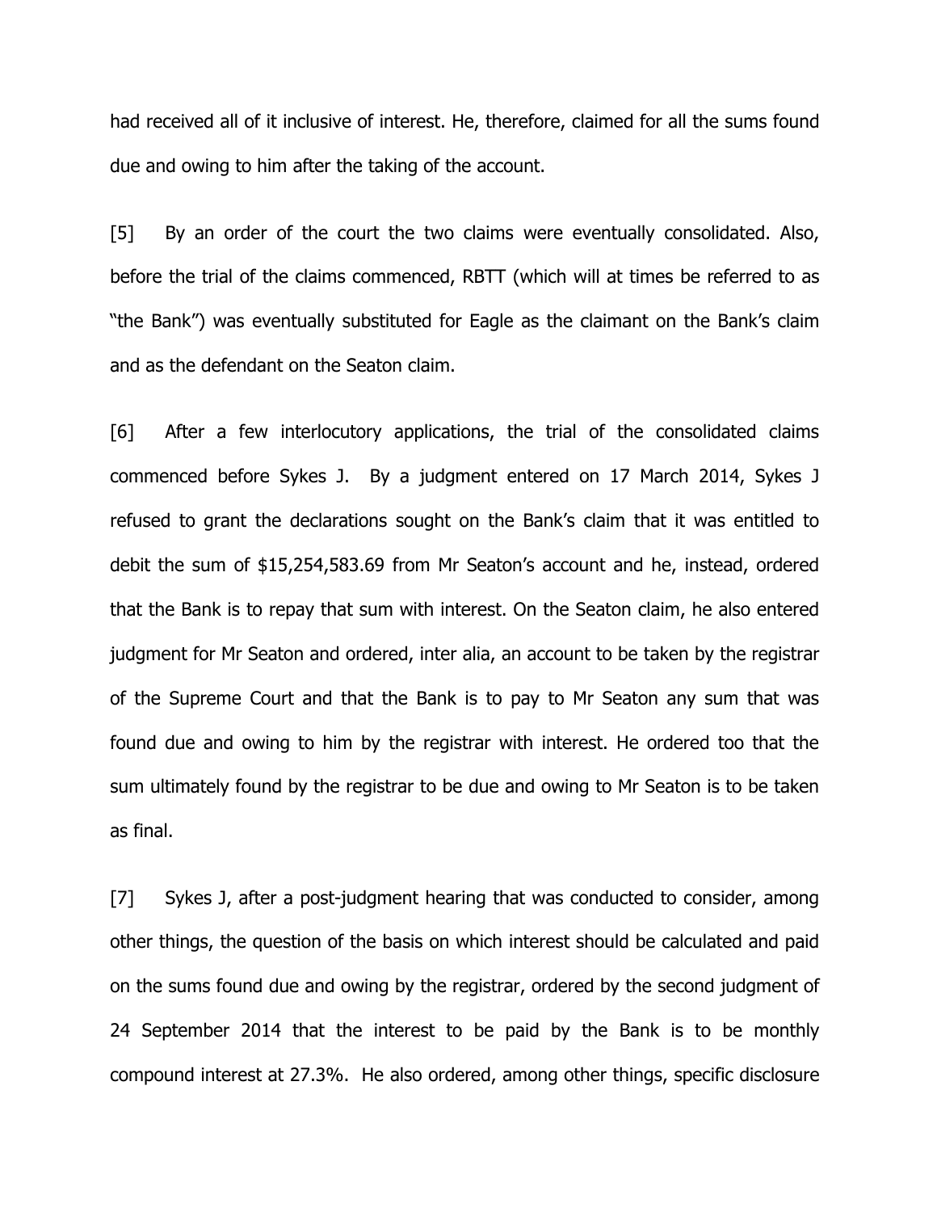had received all of it inclusive of interest. He, therefore, claimed for all the sums found due and owing to him after the taking of the account.

[5] By an order of the court the two claims were eventually consolidated. Also, before the trial of the claims commenced, RBTT (which will at times be referred to as "the Bank") was eventually substituted for Eagle as the claimant on the Bank's claim and as the defendant on the Seaton claim.

[6] After a few interlocutory applications, the trial of the consolidated claims commenced before Sykes J. By a judgment entered on 17 March 2014, Sykes J refused to grant the declarations sought on the Bank's claim that it was entitled to debit the sum of $15,254,583.69 from Mr Seaton's account and he, instead, ordered that the Bank is to repay that sum with interest. On the Seaton claim, he also entered judgment for Mr Seaton and ordered, inter alia, an account to be taken by the registrar of the Supreme Court and that the Bank is to pay to Mr Seaton any sum that was found due and owing to him by the registrar with interest. He ordered too that the sum ultimately found by the registrar to be due and owing to Mr Seaton is to be taken as final.

[7] Sykes J, after a post-judgment hearing that was conducted to consider, among other things, the question of the basis on which interest should be calculated and paid on the sums found due and owing by the registrar, ordered by the second judgment of 24 September 2014 that the interest to be paid by the Bank is to be monthly compound interest at 27.3%. He also ordered, among other things, specific disclosure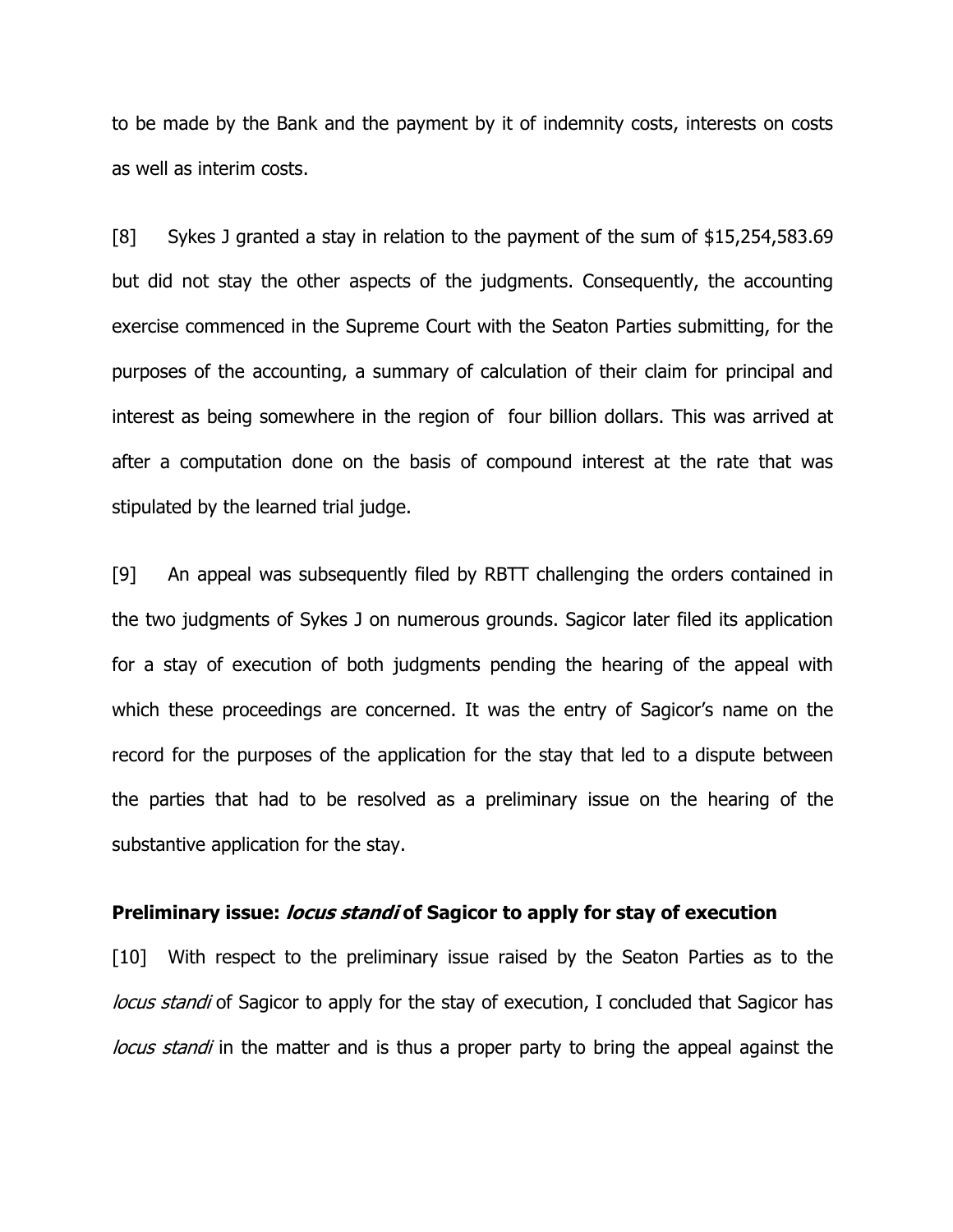to be made by the Bank and the payment by it of indemnity costs, interests on costs as well as interim costs.

[8] Sykes J granted a stay in relation to the payment of the sum of $15,254,583.69 but did not stay the other aspects of the judgments. Consequently, the accounting exercise commenced in the Supreme Court with the Seaton Parties submitting, for the purposes of the accounting, a summary of calculation of their claim for principal and interest as being somewhere in the region of four billion dollars. This was arrived at after a computation done on the basis of compound interest at the rate that was stipulated by the learned trial judge.

[9] An appeal was subsequently filed by RBTT challenging the orders contained in the two judgments of Sykes J on numerous grounds. Sagicor later filed its application for a stay of execution of both judgments pending the hearing of the appeal with which these proceedings are concerned. It was the entry of Sagicor's name on the record for the purposes of the application for the stay that led to a dispute between the parties that had to be resolved as a preliminary issue on the hearing of the substantive application for the stay.

**Preliminary issue: *locus standi* of Sagicor to apply for stay of execution**

[10] With respect to the preliminary issue raised by the Seaton Parties as to the *locus standi* of Sagicor to apply for the stay of execution, I concluded that Sagicor has *locus standi* in the matter and is thus a proper party to bring the appeal against the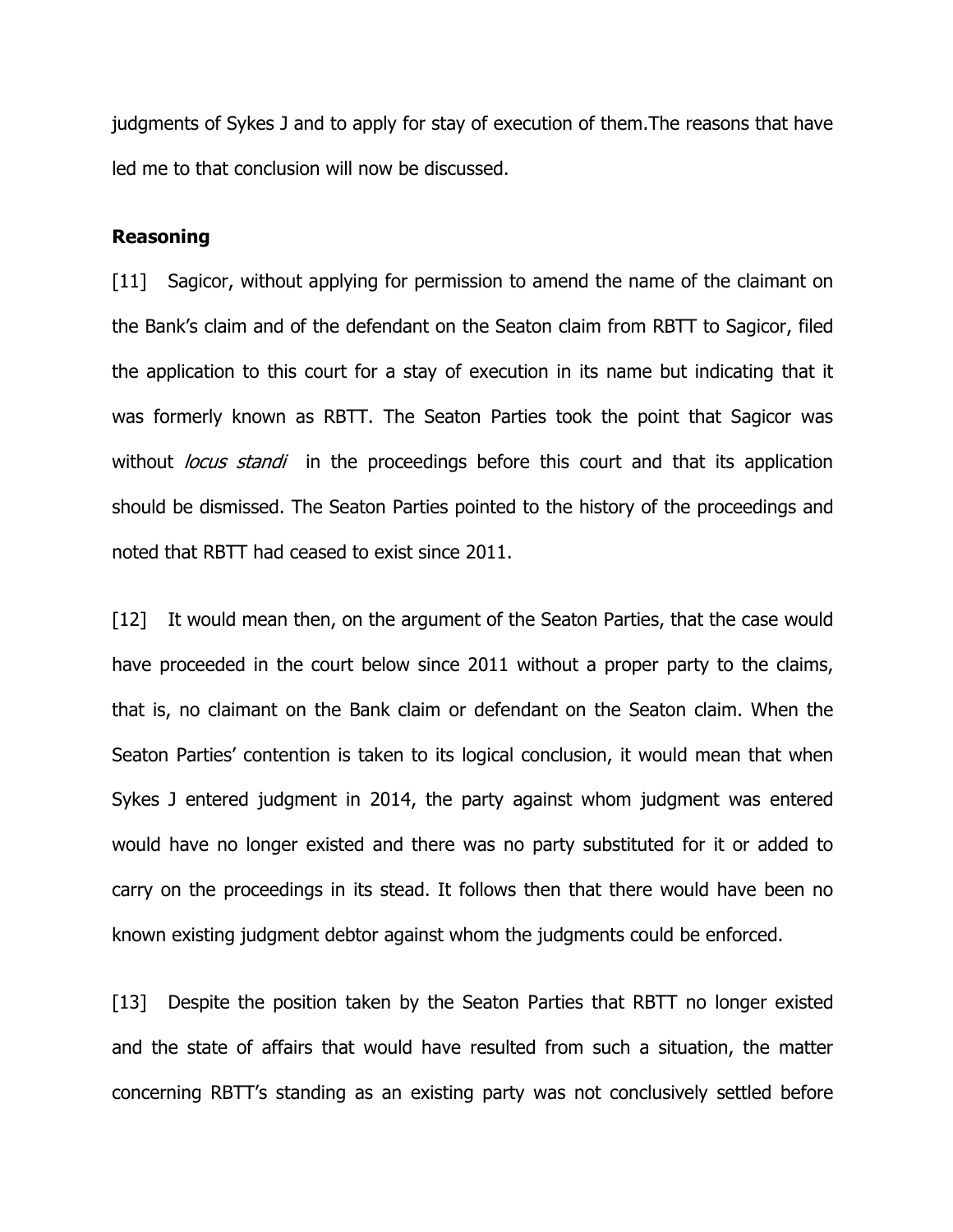judgments of Sykes J and to apply for stay of execution of them.The reasons that have led me to that conclusion will now be discussed.

**Reasoning**

[11] Sagicor, without applying for permission to amend the name of the claimant on the Bank's claim and of the defendant on the Seaton claim from RBTT to Sagicor, filed the application to this court for a stay of execution in its name but indicating that it was formerly known as RBTT. The Seaton Parties took the point that Sagicor was without *locus standi* in the proceedings before this court and that its application should be dismissed. The Seaton Parties pointed to the history of the proceedings and noted that RBTT had ceased to exist since 2011.

[12] It would mean then, on the argument of the Seaton Parties, that the case would have proceeded in the court below since 2011 without a proper party to the claims, that is, no claimant on the Bank claim or defendant on the Seaton claim. When the Seaton Parties' contention is taken to its logical conclusion, it would mean that when Sykes J entered judgment in 2014, the party against whom judgment was entered would have no longer existed and there was no party substituted for it or added to carry on the proceedings in its stead. It follows then that there would have been no known existing judgment debtor against whom the judgments could be enforced.

[13] Despite the position taken by the Seaton Parties that RBTT no longer existed and the state of affairs that would have resulted from such a situation, the matter concerning RBTT's standing as an existing party was not conclusively settled before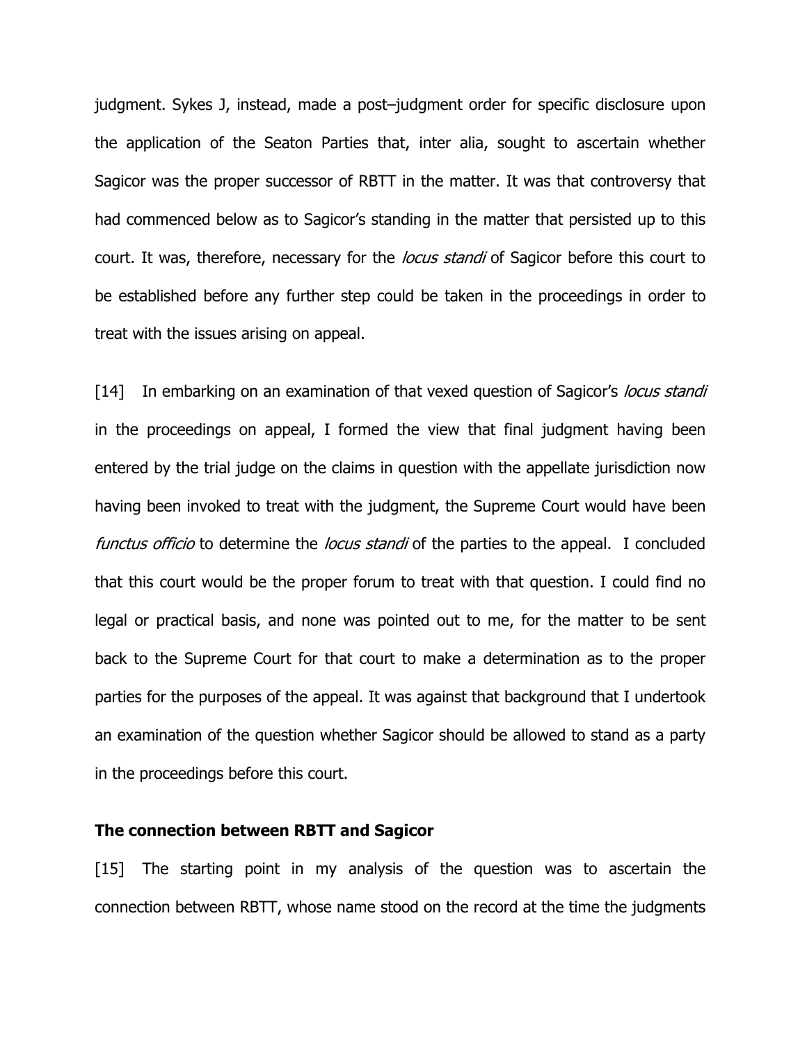judgment. Sykes J, instead, made a post–judgment order for specific disclosure upon the application of the Seaton Parties that, inter alia, sought to ascertain whether Sagicor was the proper successor of RBTT in the matter. It was that controversy that had commenced below as to Sagicor's standing in the matter that persisted up to this court. It was, therefore, necessary for the *locus standi* of Sagicor before this court to be established before any further step could be taken in the proceedings in order to treat with the issues arising on appeal.

[14] In embarking on an examination of that vexed question of Sagicor's *locus standi* in the proceedings on appeal, I formed the view that final judgment having been entered by the trial judge on the claims in question with the appellate jurisdiction now having been invoked to treat with the judgment, the Supreme Court would have been *functus officio* to determine the *locus standi* of the parties to the appeal. I concluded that this court would be the proper forum to treat with that question. I could find no legal or practical basis, and none was pointed out to me, for the matter to be sent back to the Supreme Court for that court to make a determination as to the proper parties for the purposes of the appeal. It was against that background that I undertook an examination of the question whether Sagicor should be allowed to stand as a party in the proceedings before this court.

**The connection between RBTT and Sagicor**

[15] The starting point in my analysis of the question was to ascertain the connection between RBTT, whose name stood on the record at the time the judgments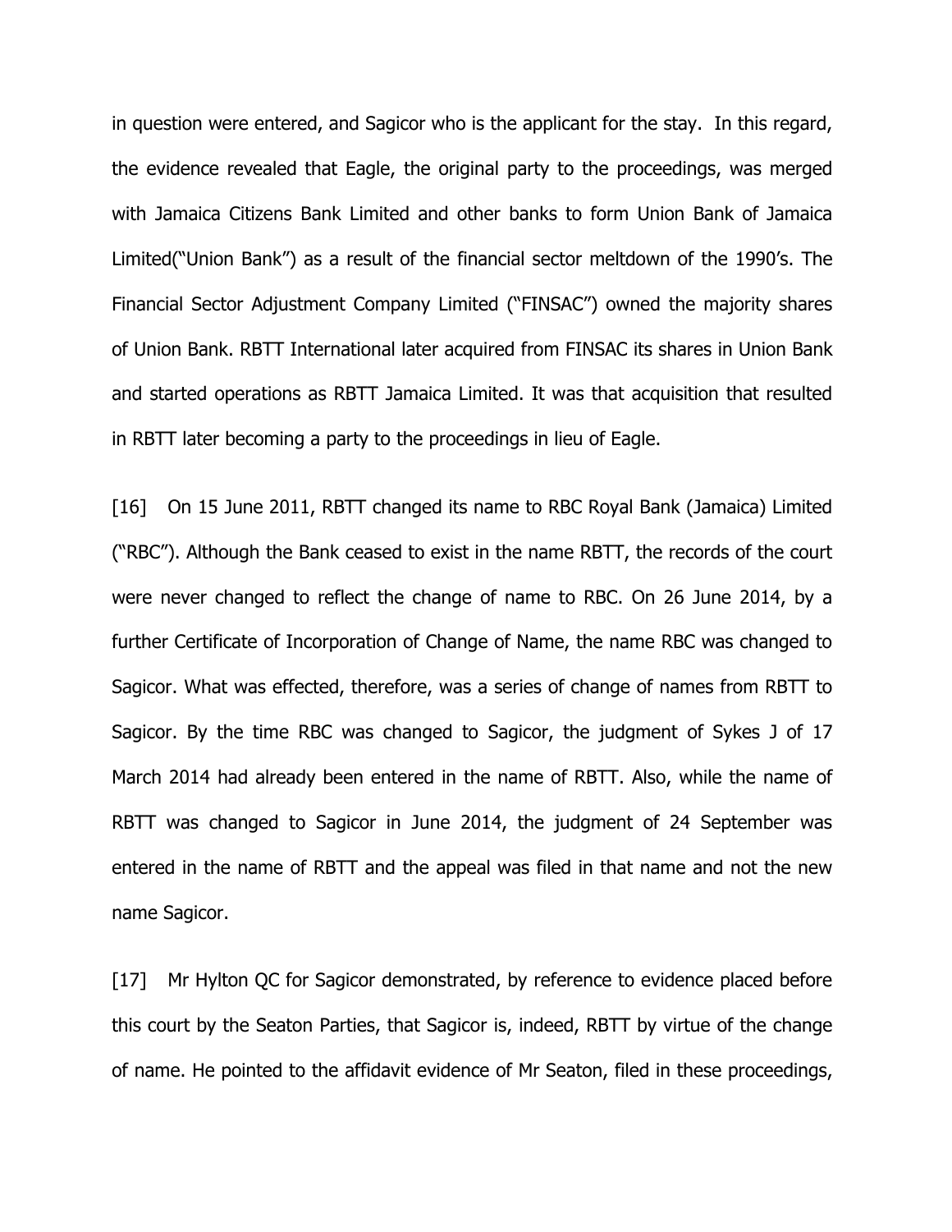in question were entered, and Sagicor who is the applicant for the stay. In this regard, the evidence revealed that Eagle, the original party to the proceedings, was merged with Jamaica Citizens Bank Limited and other banks to form Union Bank of Jamaica Limited("Union Bank") as a result of the financial sector meltdown of the 1990's. The Financial Sector Adjustment Company Limited ("FINSAC") owned the majority shares of Union Bank. RBTT International later acquired from FINSAC its shares in Union Bank and started operations as RBTT Jamaica Limited. It was that acquisition that resulted in RBTT later becoming a party to the proceedings in lieu of Eagle.

[16] On 15 June 2011, RBTT changed its name to RBC Royal Bank (Jamaica) Limited ("RBC"). Although the Bank ceased to exist in the name RBTT, the records of the court were never changed to reflect the change of name to RBC. On 26 June 2014, by a further Certificate of Incorporation of Change of Name, the name RBC was changed to Sagicor. What was effected, therefore, was a series of change of names from RBTT to Sagicor. By the time RBC was changed to Sagicor, the judgment of Sykes J of 17 March 2014 had already been entered in the name of RBTT. Also, while the name of RBTT was changed to Sagicor in June 2014, the judgment of 24 September was entered in the name of RBTT and the appeal was filed in that name and not the new name Sagicor.

[17] Mr Hylton QC for Sagicor demonstrated, by reference to evidence placed before this court by the Seaton Parties, that Sagicor is, indeed, RBTT by virtue of the change of name. He pointed to the affidavit evidence of Mr Seaton, filed in these proceedings,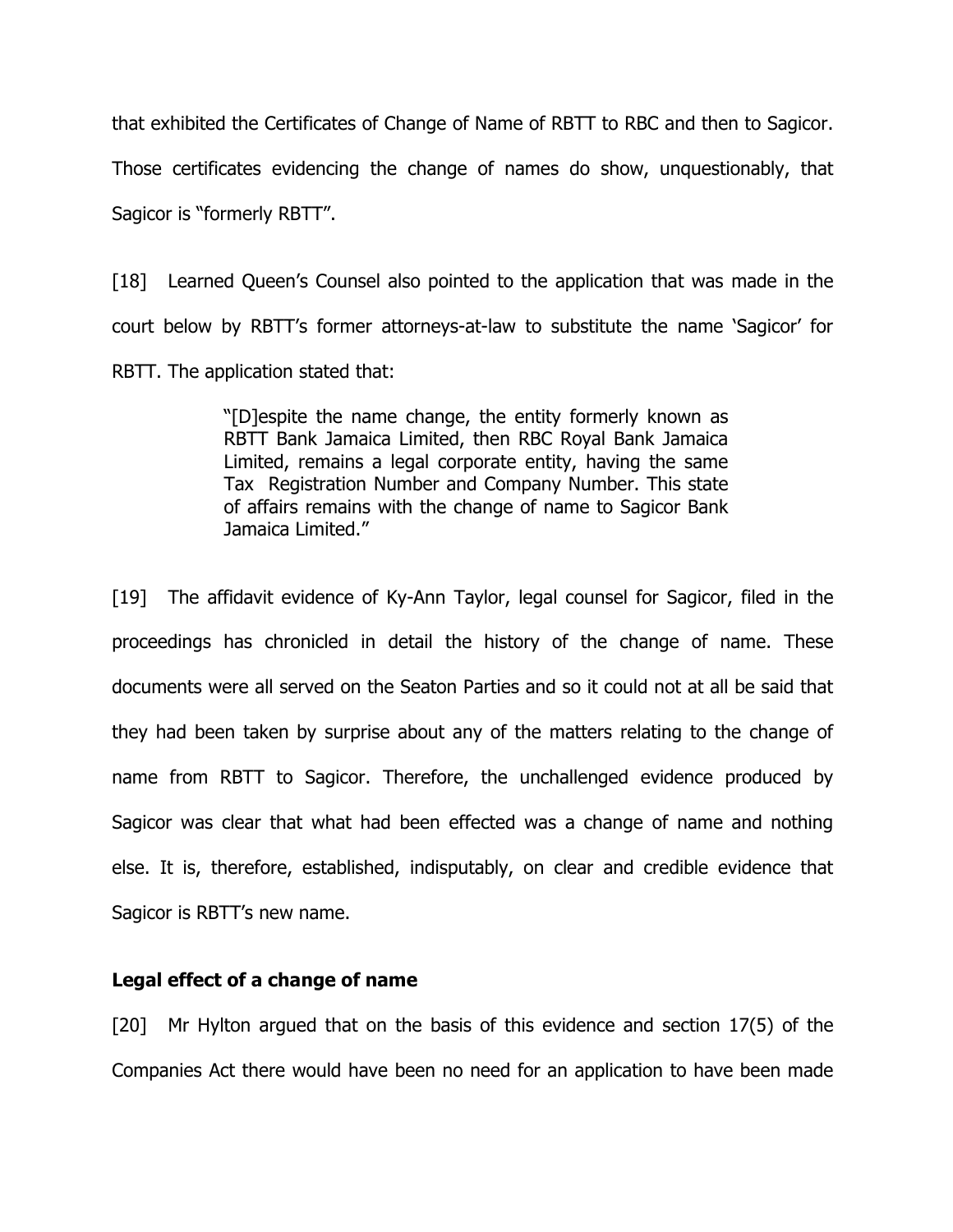that exhibited the Certificates of Change of Name of RBTT to RBC and then to Sagicor. Those certificates evidencing the change of names do show, unquestionably, that Sagicor is "formerly RBTT".

[18] Learned Queen's Counsel also pointed to the application that was made in the court below by RBTT's former attorneys-at-law to substitute the name 'Sagicor' for RBTT. The application stated that:

> "[D]espite the name change, the entity formerly known as RBTT Bank Jamaica Limited, then RBC Royal Bank Jamaica Limited, remains a legal corporate entity, having the same Tax Registration Number and Company Number. This state of affairs remains with the change of name to Sagicor Bank Jamaica Limited."

[19] The affidavit evidence of Ky-Ann Taylor, legal counsel for Sagicor, filed in the proceedings has chronicled in detail the history of the change of name. These documents were all served on the Seaton Parties and so it could not at all be said that they had been taken by surprise about any of the matters relating to the change of name from RBTT to Sagicor. Therefore, the unchallenged evidence produced by Sagicor was clear that what had been effected was a change of name and nothing else. It is, therefore, established, indisputably, on clear and credible evidence that Sagicor is RBTT's new name.

**Legal effect of a change of name**

[20] Mr Hylton argued that on the basis of this evidence and section 17(5) of the Companies Act there would have been no need for an application to have been made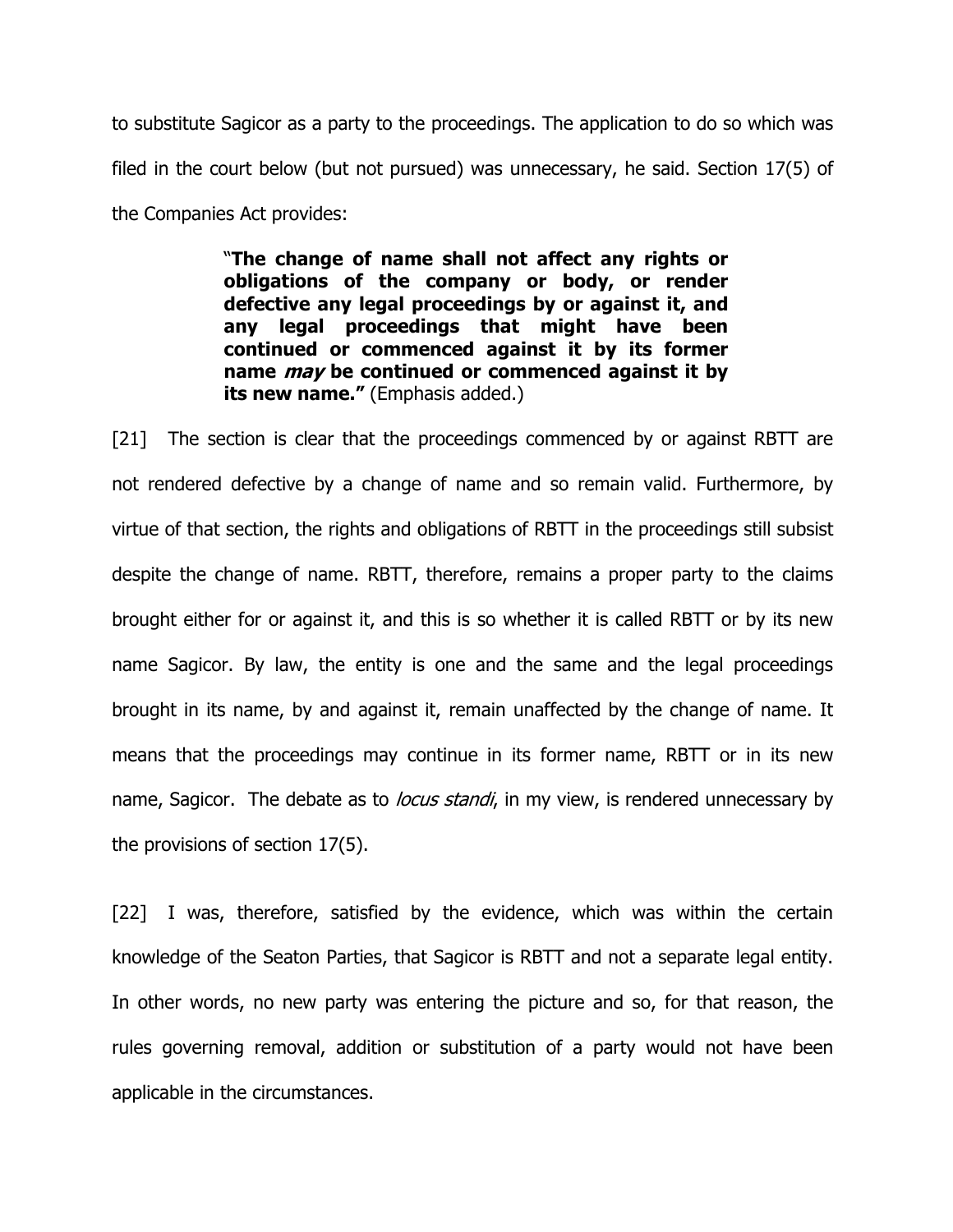to substitute Sagicor as a party to the proceedings. The application to do so which was filed in the court below (but not pursued) was unnecessary, he said. Section 17(5) of the Companies Act provides:

> "**The change of name shall not affect any rights or obligations of the company or body, or render defective any legal proceedings by or against it, and any legal proceedings that might have been continued or commenced against it by its former name *may* be continued or commenced against it by its new name."** (Emphasis added.)

[21] The section is clear that the proceedings commenced by or against RBTT are not rendered defective by a change of name and so remain valid. Furthermore, by virtue of that section, the rights and obligations of RBTT in the proceedings still subsist despite the change of name. RBTT, therefore, remains a proper party to the claims brought either for or against it, and this is so whether it is called RBTT or by its new name Sagicor. By law, the entity is one and the same and the legal proceedings brought in its name, by and against it, remain unaffected by the change of name. It means that the proceedings may continue in its former name, RBTT or in its new name, Sagicor. The debate as to *locus standi*, in my view, is rendered unnecessary by the provisions of section 17(5).

[22] I was, therefore, satisfied by the evidence, which was within the certain knowledge of the Seaton Parties, that Sagicor is RBTT and not a separate legal entity. In other words, no new party was entering the picture and so, for that reason, the rules governing removal, addition or substitution of a party would not have been applicable in the circumstances.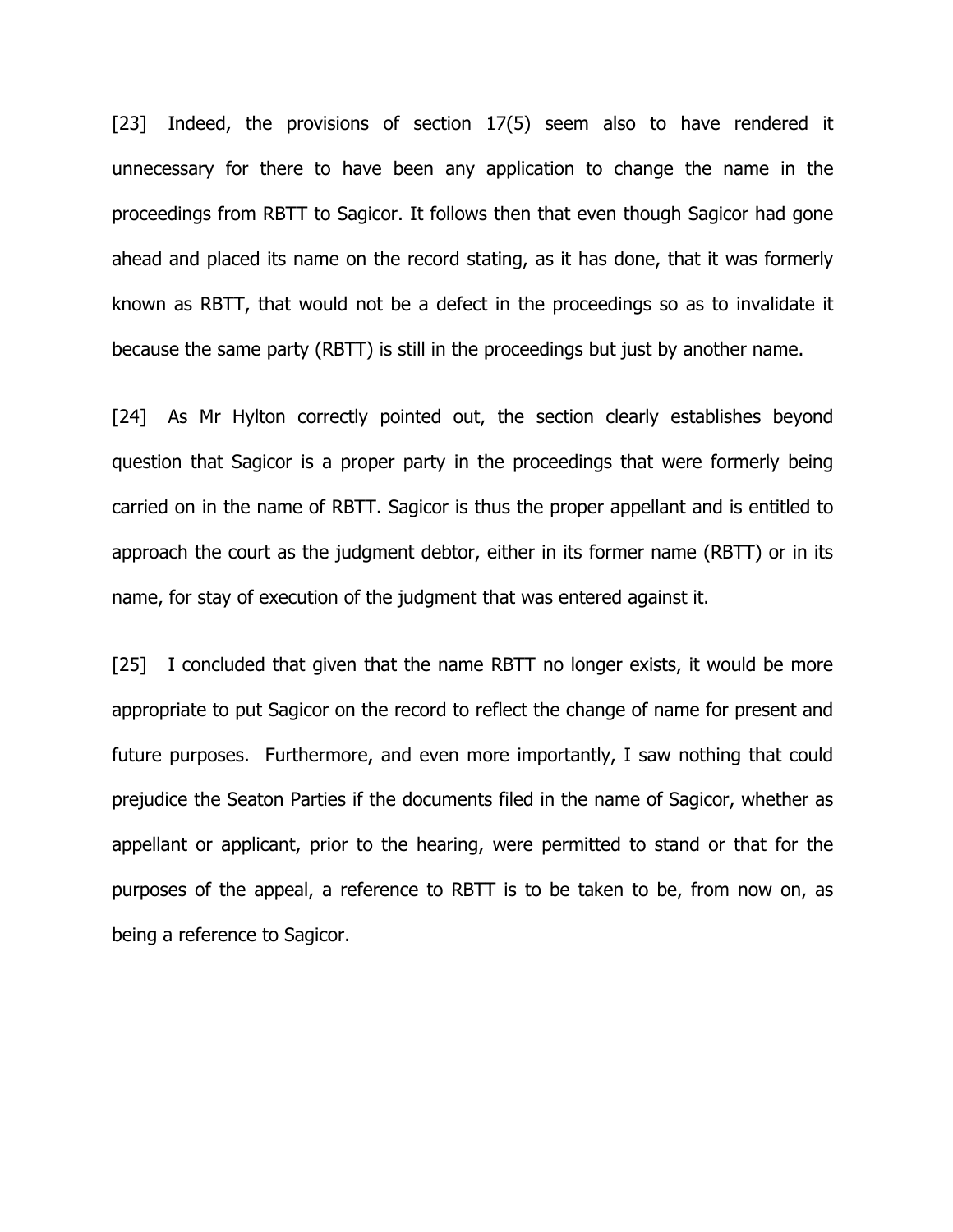[23] Indeed, the provisions of section 17(5) seem also to have rendered it unnecessary for there to have been any application to change the name in the proceedings from RBTT to Sagicor. It follows then that even though Sagicor had gone ahead and placed its name on the record stating, as it has done, that it was formerly known as RBTT, that would not be a defect in the proceedings so as to invalidate it because the same party (RBTT) is still in the proceedings but just by another name.

[24] As Mr Hylton correctly pointed out, the section clearly establishes beyond question that Sagicor is a proper party in the proceedings that were formerly being carried on in the name of RBTT. Sagicor is thus the proper appellant and is entitled to approach the court as the judgment debtor, either in its former name (RBTT) or in its name, for stay of execution of the judgment that was entered against it.

[25] I concluded that given that the name RBTT no longer exists, it would be more appropriate to put Sagicor on the record to reflect the change of name for present and future purposes. Furthermore, and even more importantly, I saw nothing that could prejudice the Seaton Parties if the documents filed in the name of Sagicor, whether as appellant or applicant, prior to the hearing, were permitted to stand or that for the purposes of the appeal, a reference to RBTT is to be taken to be, from now on, as being a reference to Sagicor.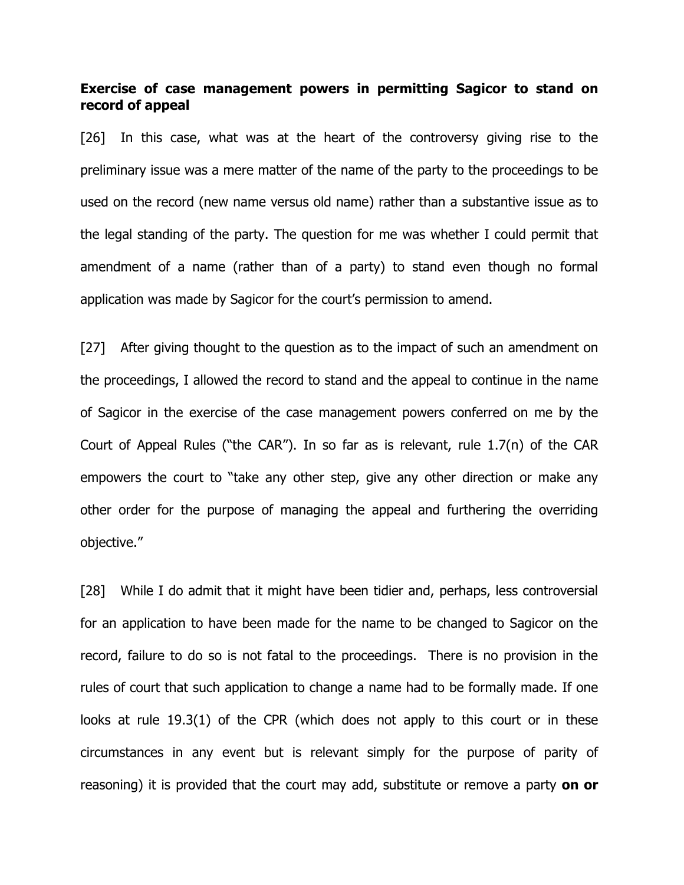**Exercise of case management powers in permitting Sagicor to stand on record of appeal**

[26] In this case, what was at the heart of the controversy giving rise to the preliminary issue was a mere matter of the name of the party to the proceedings to be used on the record (new name versus old name) rather than a substantive issue as to the legal standing of the party. The question for me was whether I could permit that amendment of a name (rather than of a party) to stand even though no formal application was made by Sagicor for the court's permission to amend.

[27] After giving thought to the question as to the impact of such an amendment on the proceedings, I allowed the record to stand and the appeal to continue in the name of Sagicor in the exercise of the case management powers conferred on me by the Court of Appeal Rules ("the CAR"). In so far as is relevant, rule 1.7(n) of the CAR empowers the court to "take any other step, give any other direction or make any other order for the purpose of managing the appeal and furthering the overriding objective."

[28] While I do admit that it might have been tidier and, perhaps, less controversial for an application to have been made for the name to be changed to Sagicor on the record, failure to do so is not fatal to the proceedings. There is no provision in the rules of court that such application to change a name had to be formally made. If one looks at rule 19.3(1) of the CPR (which does not apply to this court or in these circumstances in any event but is relevant simply for the purpose of parity of reasoning) it is provided that the court may add, substitute or remove a party **on or**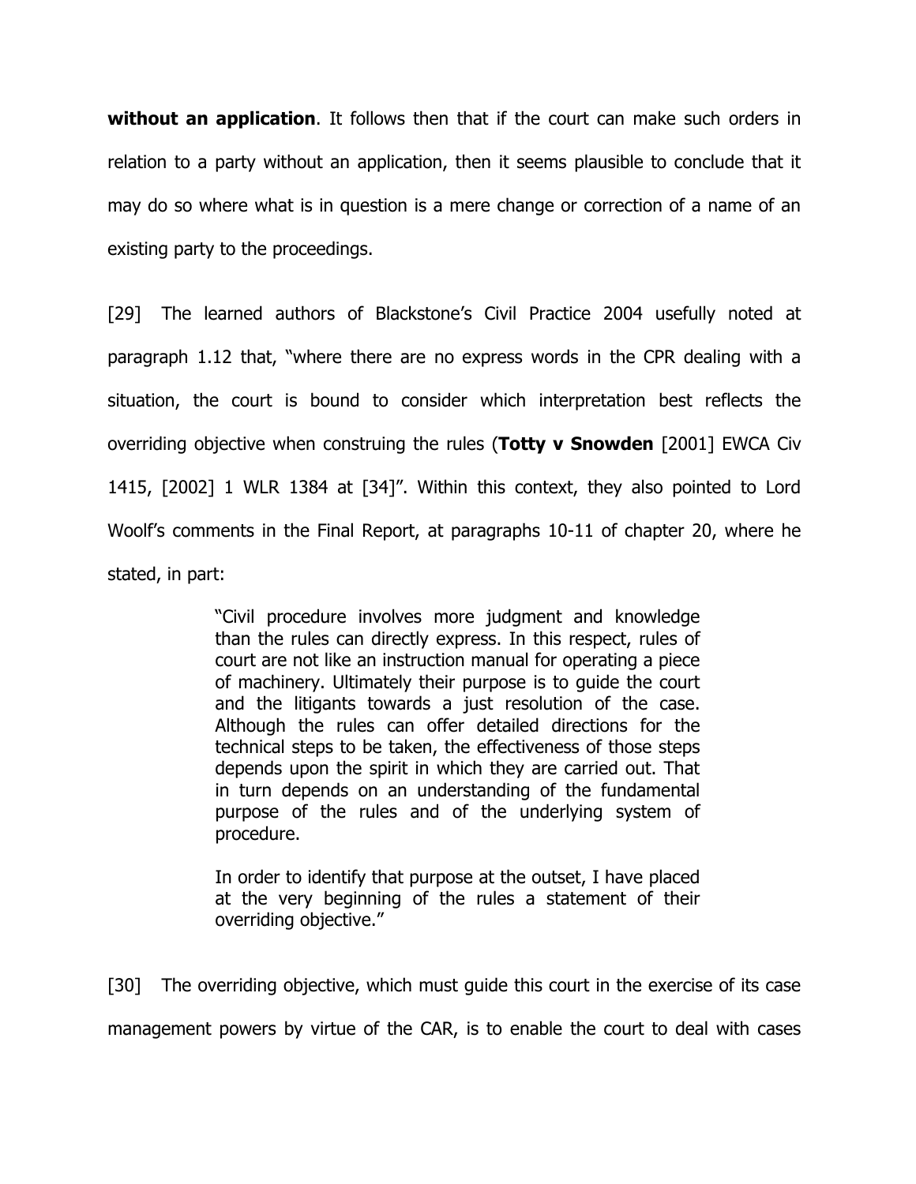**without an application**. It follows then that if the court can make such orders in relation to a party without an application, then it seems plausible to conclude that it may do so where what is in question is a mere change or correction of a name of an existing party to the proceedings.

[29] The learned authors of Blackstone's Civil Practice 2004 usefully noted at paragraph 1.12 that, "where there are no express words in the CPR dealing with a situation, the court is bound to consider which interpretation best reflects the overriding objective when construing the rules (**Totty v Snowden** [2001] EWCA Civ 1415, [2002] 1 WLR 1384 at [34]". Within this context, they also pointed to Lord Woolf's comments in the Final Report, at paragraphs 10-11 of chapter 20, where he stated, in part:

> "Civil procedure involves more judgment and knowledge than the rules can directly express. In this respect, rules of court are not like an instruction manual for operating a piece of machinery. Ultimately their purpose is to guide the court and the litigants towards a just resolution of the case. Although the rules can offer detailed directions for the technical steps to be taken, the effectiveness of those steps depends upon the spirit in which they are carried out. That in turn depends on an understanding of the fundamental purpose of the rules and of the underlying system of procedure.
>
> In order to identify that purpose at the outset, I have placed at the very beginning of the rules a statement of their overriding objective."

[30] The overriding objective, which must guide this court in the exercise of its case management powers by virtue of the CAR, is to enable the court to deal with cases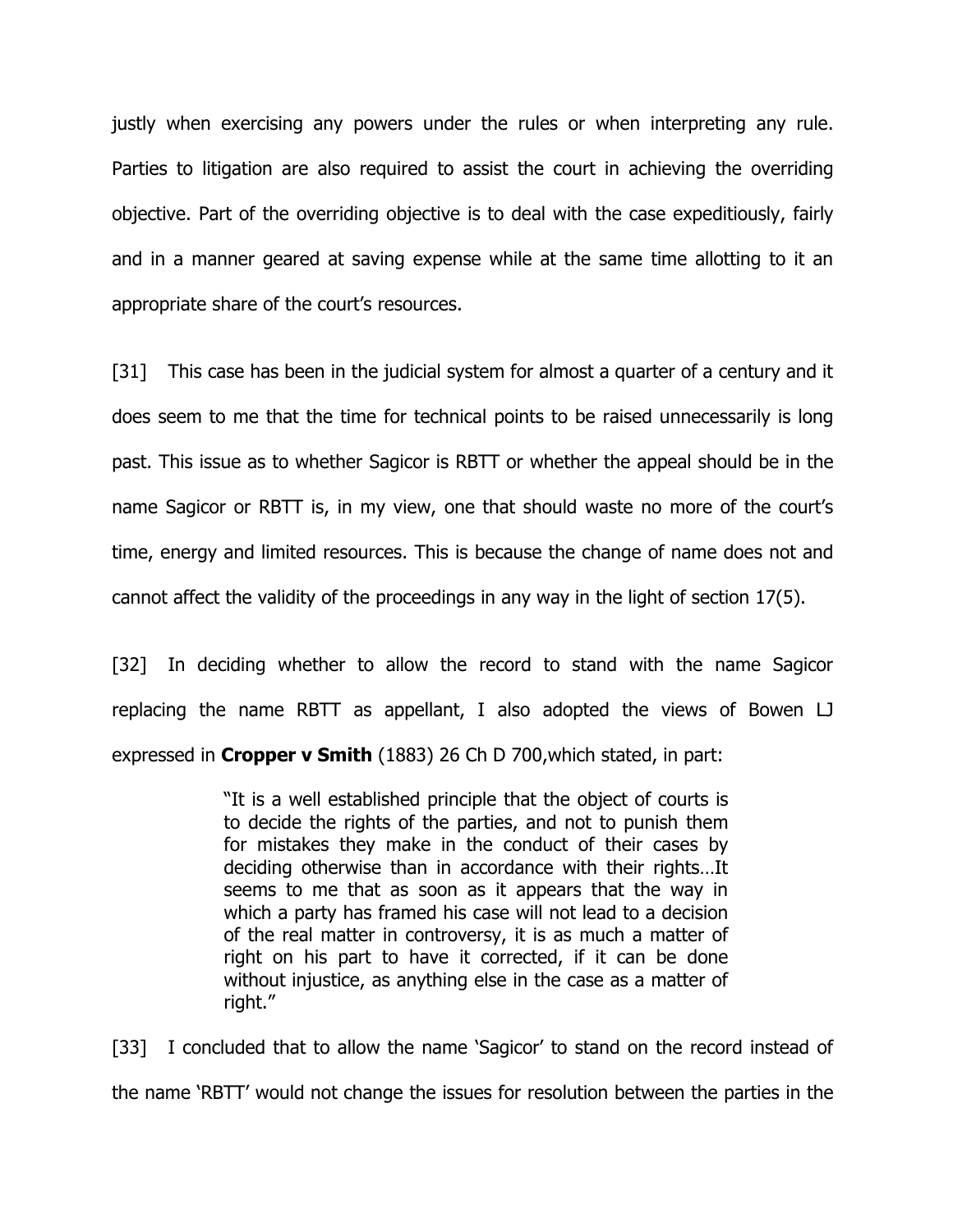justly when exercising any powers under the rules or when interpreting any rule. Parties to litigation are also required to assist the court in achieving the overriding objective. Part of the overriding objective is to deal with the case expeditiously, fairly and in a manner geared at saving expense while at the same time allotting to it an appropriate share of the court's resources.

[31] This case has been in the judicial system for almost a quarter of a century and it does seem to me that the time for technical points to be raised unnecessarily is long past. This issue as to whether Sagicor is RBTT or whether the appeal should be in the name Sagicor or RBTT is, in my view, one that should waste no more of the court's time, energy and limited resources. This is because the change of name does not and cannot affect the validity of the proceedings in any way in the light of section 17(5).

[32] In deciding whether to allow the record to stand with the name Sagicor replacing the name RBTT as appellant, I also adopted the views of Bowen LJ expressed in **Cropper v Smith** (1883) 26 Ch D 700,which stated, in part:

> "It is a well established principle that the object of courts is to decide the rights of the parties, and not to punish them for mistakes they make in the conduct of their cases by deciding otherwise than in accordance with their rights…It seems to me that as soon as it appears that the way in which a party has framed his case will not lead to a decision of the real matter in controversy, it is as much a matter of right on his part to have it corrected, if it can be done without injustice, as anything else in the case as a matter of right."

[33] I concluded that to allow the name 'Sagicor' to stand on the record instead of the name 'RBTT' would not change the issues for resolution between the parties in the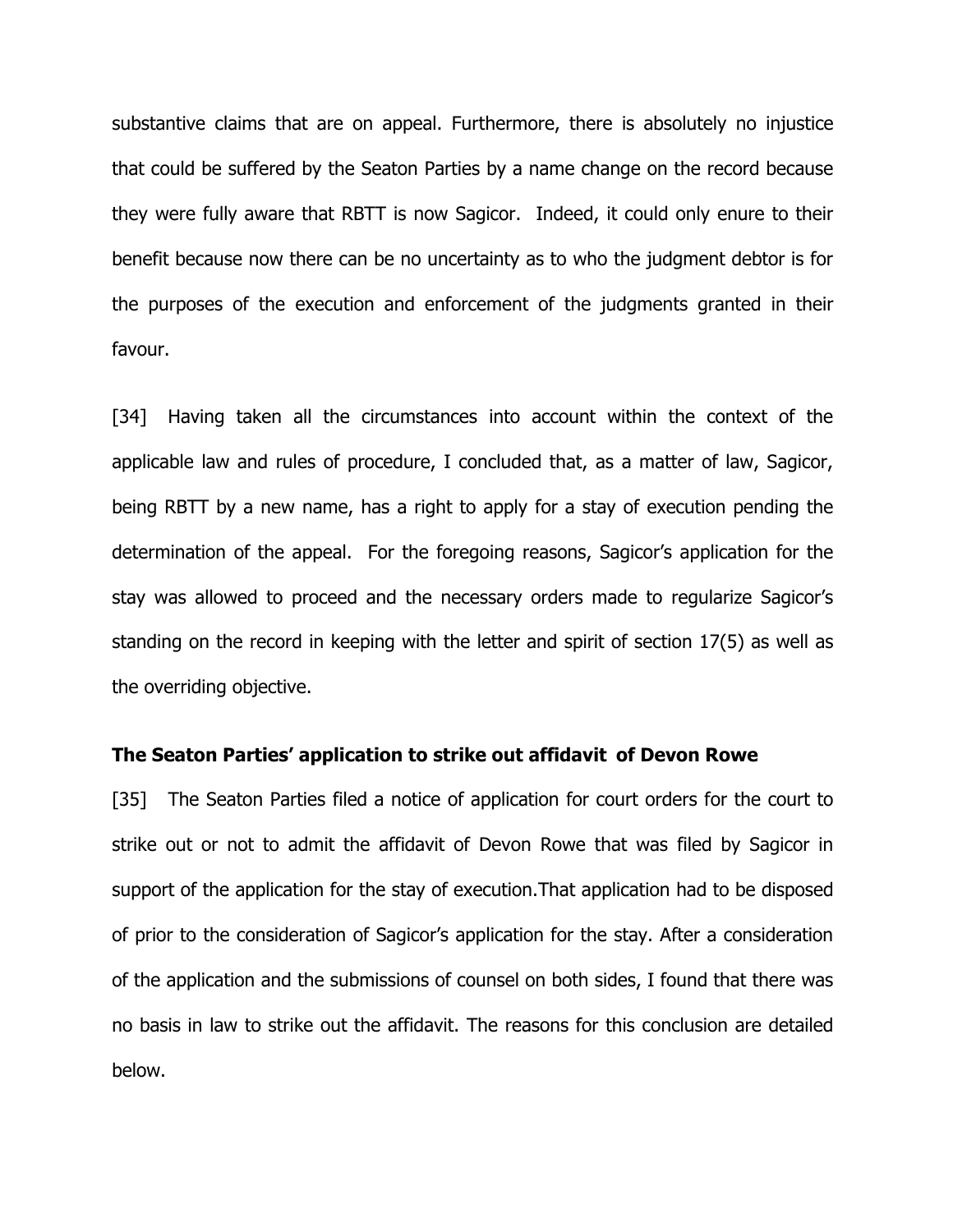substantive claims that are on appeal. Furthermore, there is absolutely no injustice that could be suffered by the Seaton Parties by a name change on the record because they were fully aware that RBTT is now Sagicor. Indeed, it could only enure to their benefit because now there can be no uncertainty as to who the judgment debtor is for the purposes of the execution and enforcement of the judgments granted in their favour.

[34] Having taken all the circumstances into account within the context of the applicable law and rules of procedure, I concluded that, as a matter of law, Sagicor, being RBTT by a new name, has a right to apply for a stay of execution pending the determination of the appeal. For the foregoing reasons, Sagicor's application for the stay was allowed to proceed and the necessary orders made to regularize Sagicor's standing on the record in keeping with the letter and spirit of section 17(5) as well as the overriding objective.

**The Seaton Parties' application to strike out affidavit of Devon Rowe**

[35] The Seaton Parties filed a notice of application for court orders for the court to strike out or not to admit the affidavit of Devon Rowe that was filed by Sagicor in support of the application for the stay of execution.That application had to be disposed of prior to the consideration of Sagicor's application for the stay. After a consideration of the application and the submissions of counsel on both sides, I found that there was no basis in law to strike out the affidavit. The reasons for this conclusion are detailed below.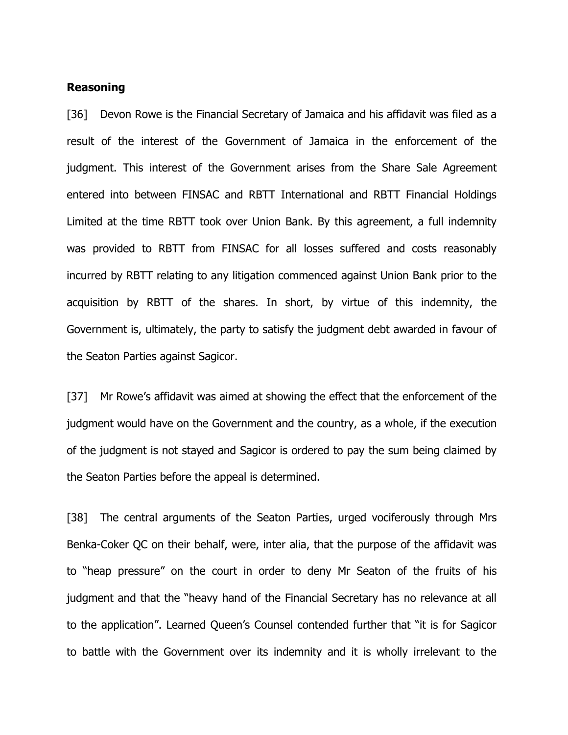**Reasoning**

[36] Devon Rowe is the Financial Secretary of Jamaica and his affidavit was filed as a result of the interest of the Government of Jamaica in the enforcement of the judgment. This interest of the Government arises from the Share Sale Agreement entered into between FINSAC and RBTT International and RBTT Financial Holdings Limited at the time RBTT took over Union Bank. By this agreement, a full indemnity was provided to RBTT from FINSAC for all losses suffered and costs reasonably incurred by RBTT relating to any litigation commenced against Union Bank prior to the acquisition by RBTT of the shares. In short, by virtue of this indemnity, the Government is, ultimately, the party to satisfy the judgment debt awarded in favour of the Seaton Parties against Sagicor.

[37] Mr Rowe's affidavit was aimed at showing the effect that the enforcement of the judgment would have on the Government and the country, as a whole, if the execution of the judgment is not stayed and Sagicor is ordered to pay the sum being claimed by the Seaton Parties before the appeal is determined.

[38] The central arguments of the Seaton Parties, urged vociferously through Mrs Benka-Coker QC on their behalf, were, inter alia, that the purpose of the affidavit was to "heap pressure" on the court in order to deny Mr Seaton of the fruits of his judgment and that the "heavy hand of the Financial Secretary has no relevance at all to the application". Learned Queen's Counsel contended further that "it is for Sagicor to battle with the Government over its indemnity and it is wholly irrelevant to the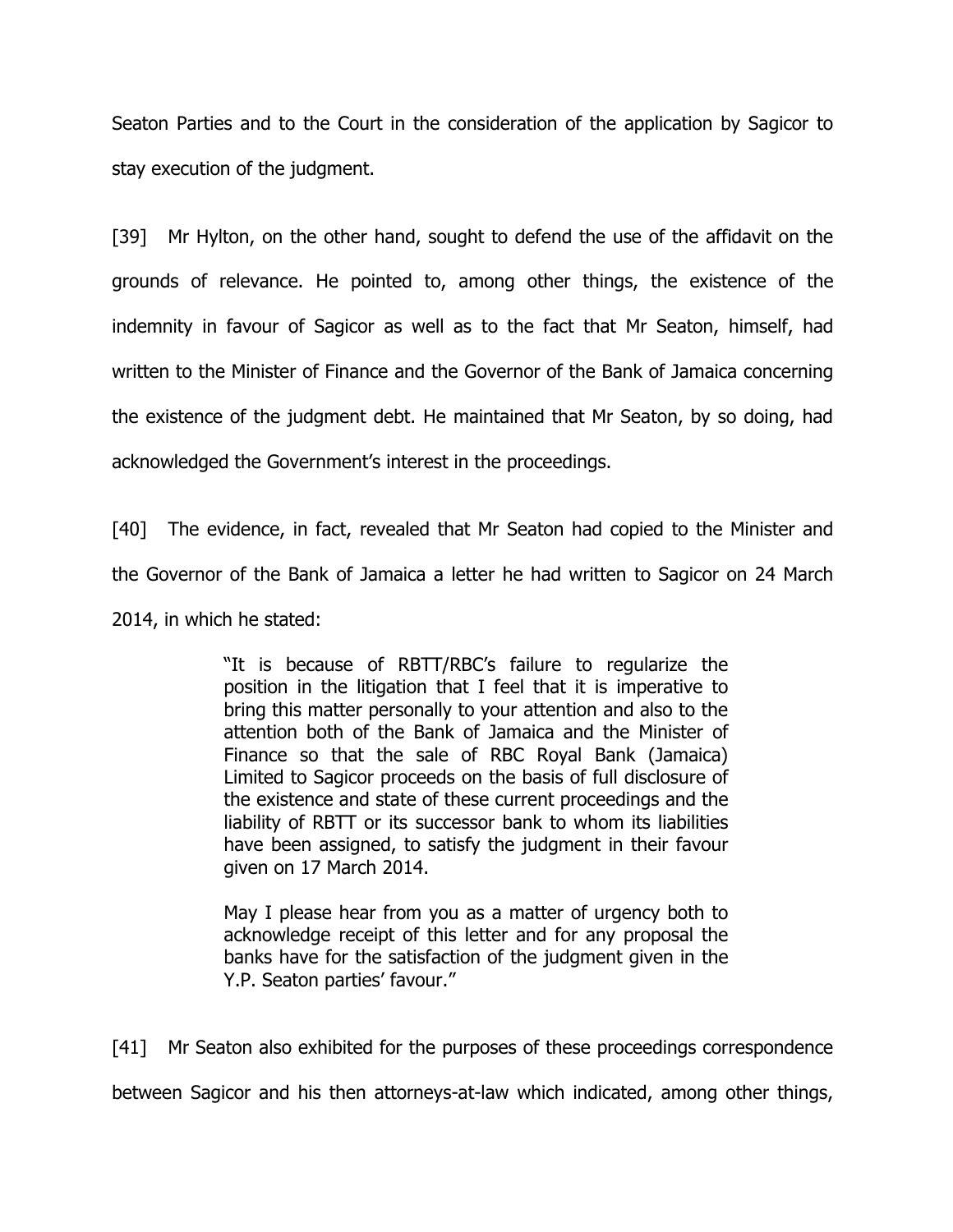Seaton Parties and to the Court in the consideration of the application by Sagicor to stay execution of the judgment.

[39] Mr Hylton, on the other hand, sought to defend the use of the affidavit on the grounds of relevance. He pointed to, among other things, the existence of the indemnity in favour of Sagicor as well as to the fact that Mr Seaton, himself, had written to the Minister of Finance and the Governor of the Bank of Jamaica concerning the existence of the judgment debt. He maintained that Mr Seaton, by so doing, had acknowledged the Government's interest in the proceedings.

[40] The evidence, in fact, revealed that Mr Seaton had copied to the Minister and the Governor of the Bank of Jamaica a letter he had written to Sagicor on 24 March 2014, in which he stated:

> "It is because of RBTT/RBC's failure to regularize the position in the litigation that I feel that it is imperative to bring this matter personally to your attention and also to the attention both of the Bank of Jamaica and the Minister of Finance so that the sale of RBC Royal Bank (Jamaica) Limited to Sagicor proceeds on the basis of full disclosure of the existence and state of these current proceedings and the liability of RBTT or its successor bank to whom its liabilities have been assigned, to satisfy the judgment in their favour given on 17 March 2014.
>
> May I please hear from you as a matter of urgency both to acknowledge receipt of this letter and for any proposal the banks have for the satisfaction of the judgment given in the Y.P. Seaton parties' favour."

[41] Mr Seaton also exhibited for the purposes of these proceedings correspondence between Sagicor and his then attorneys-at-law which indicated, among other things,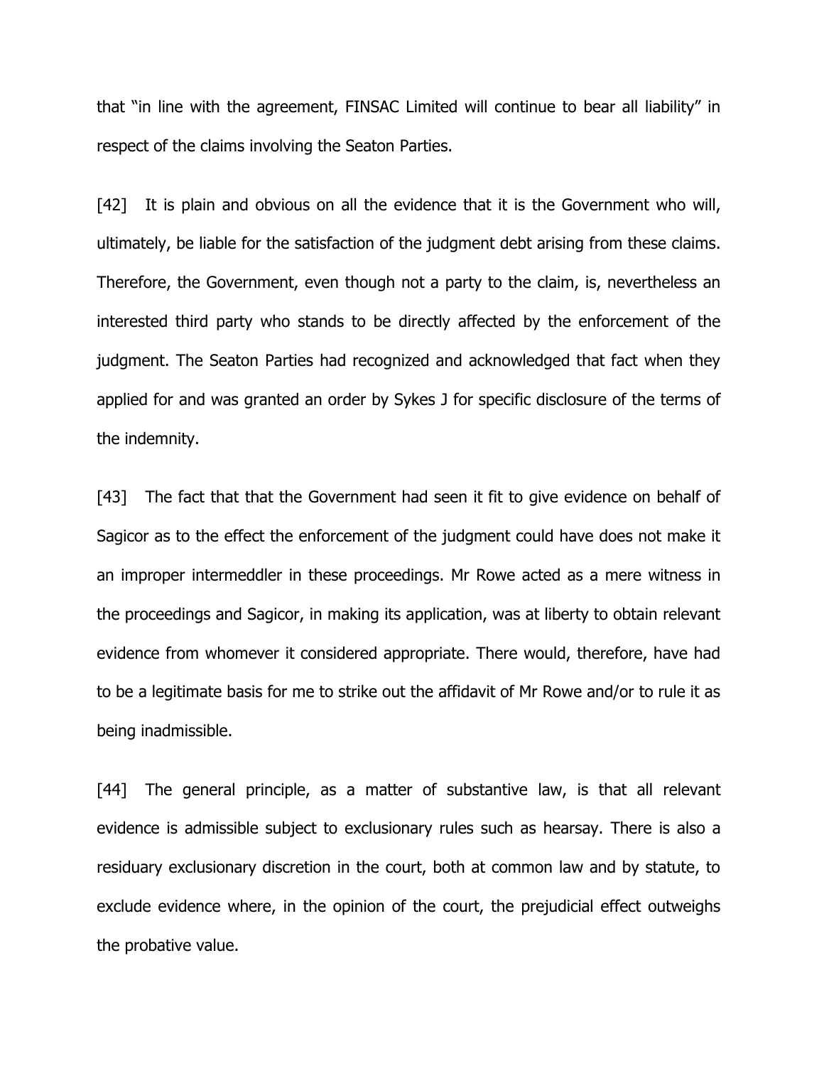that "in line with the agreement, FINSAC Limited will continue to bear all liability" in respect of the claims involving the Seaton Parties.

[42] It is plain and obvious on all the evidence that it is the Government who will, ultimately, be liable for the satisfaction of the judgment debt arising from these claims. Therefore, the Government, even though not a party to the claim, is, nevertheless an interested third party who stands to be directly affected by the enforcement of the judgment. The Seaton Parties had recognized and acknowledged that fact when they applied for and was granted an order by Sykes J for specific disclosure of the terms of the indemnity.

[43] The fact that that the Government had seen it fit to give evidence on behalf of Sagicor as to the effect the enforcement of the judgment could have does not make it an improper intermeddler in these proceedings. Mr Rowe acted as a mere witness in the proceedings and Sagicor, in making its application, was at liberty to obtain relevant evidence from whomever it considered appropriate. There would, therefore, have had to be a legitimate basis for me to strike out the affidavit of Mr Rowe and/or to rule it as being inadmissible.

[44] The general principle, as a matter of substantive law, is that all relevant evidence is admissible subject to exclusionary rules such as hearsay. There is also a residuary exclusionary discretion in the court, both at common law and by statute, to exclude evidence where, in the opinion of the court, the prejudicial effect outweighs the probative value.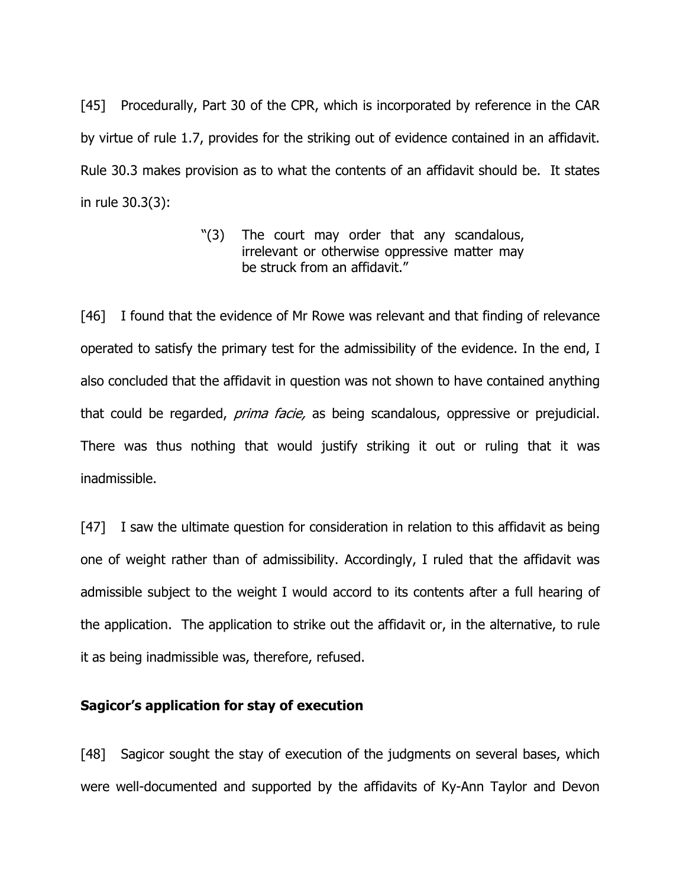[45] Procedurally, Part 30 of the CPR, which is incorporated by reference in the CAR by virtue of rule 1.7, provides for the striking out of evidence contained in an affidavit. Rule 30.3 makes provision as to what the contents of an affidavit should be. It states in rule 30.3(3):

> "(3) The court may order that any scandalous, irrelevant or otherwise oppressive matter may be struck from an affidavit."

[46] I found that the evidence of Mr Rowe was relevant and that finding of relevance operated to satisfy the primary test for the admissibility of the evidence. In the end, I also concluded that the affidavit in question was not shown to have contained anything that could be regarded, *prima facie,* as being scandalous, oppressive or prejudicial. There was thus nothing that would justify striking it out or ruling that it was inadmissible.

[47] I saw the ultimate question for consideration in relation to this affidavit as being one of weight rather than of admissibility. Accordingly, I ruled that the affidavit was admissible subject to the weight I would accord to its contents after a full hearing of the application. The application to strike out the affidavit or, in the alternative, to rule it as being inadmissible was, therefore, refused.

**Sagicor's application for stay of execution**

[48] Sagicor sought the stay of execution of the judgments on several bases, which were well-documented and supported by the affidavits of Ky-Ann Taylor and Devon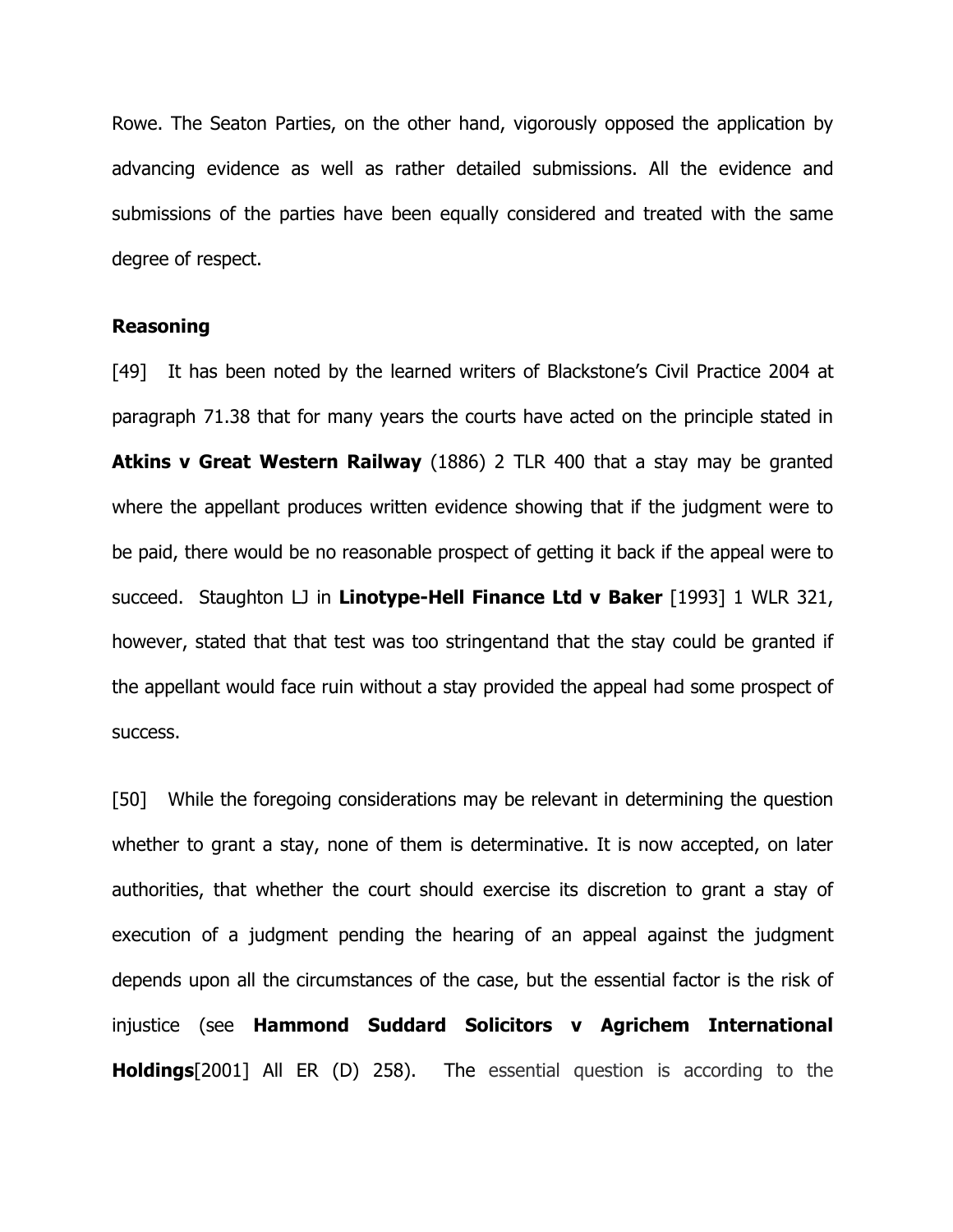Rowe. The Seaton Parties, on the other hand, vigorously opposed the application by advancing evidence as well as rather detailed submissions. All the evidence and submissions of the parties have been equally considered and treated with the same degree of respect.

**Reasoning**

[49] It has been noted by the learned writers of Blackstone's Civil Practice 2004 at paragraph 71.38 that for many years the courts have acted on the principle stated in **Atkins v Great Western Railway** (1886) 2 TLR 400 that a stay may be granted where the appellant produces written evidence showing that if the judgment were to be paid, there would be no reasonable prospect of getting it back if the appeal were to succeed. Staughton LJ in **Linotype-Hell Finance Ltd v Baker** [1993] 1 WLR 321, however, stated that that test was too stringentand that the stay could be granted if the appellant would face ruin without a stay provided the appeal had some prospect of success.

[50] While the foregoing considerations may be relevant in determining the question whether to grant a stay, none of them is determinative. It is now accepted, on later authorities, that whether the court should exercise its discretion to grant a stay of execution of a judgment pending the hearing of an appeal against the judgment depends upon all the circumstances of the case, but the essential factor is the risk of injustice (see **Hammond Suddard Solicitors v Agrichem International Holdings**[2001] All ER (D) 258). The essential question is according to the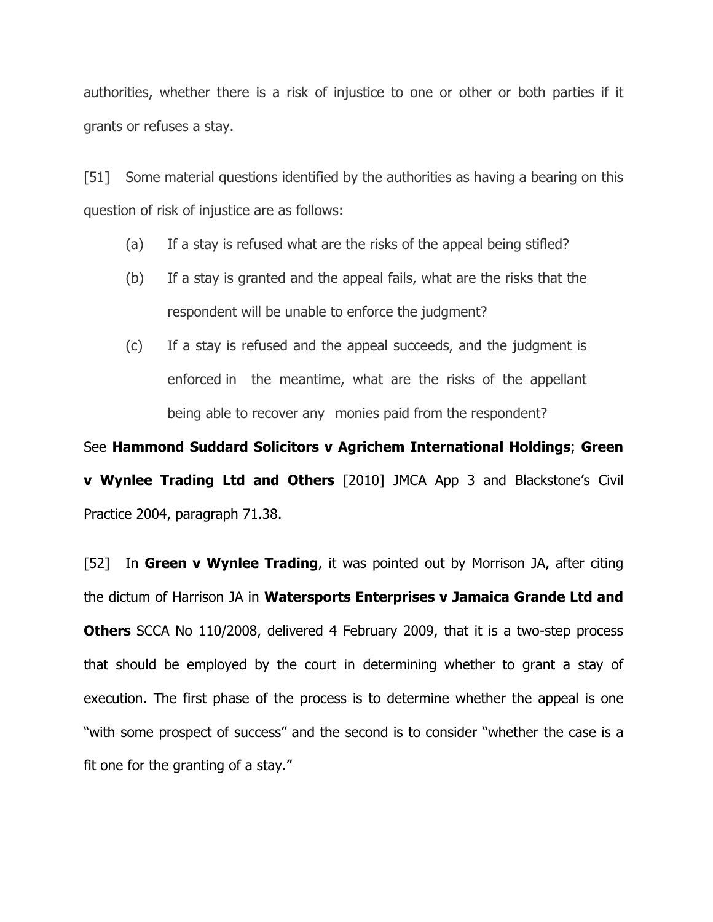authorities, whether there is a risk of injustice to one or other or both parties if it grants or refuses a stay.

[51] Some material questions identified by the authorities as having a bearing on this question of risk of injustice are as follows:

(a) If a stay is refused what are the risks of the appeal being stifled?

(b) If a stay is granted and the appeal fails, what are the risks that the respondent will be unable to enforce the judgment?

(c) If a stay is refused and the appeal succeeds, and the judgment is enforced in the meantime, what are the risks of the appellant being able to recover any monies paid from the respondent?

See **Hammond Suddard Solicitors v Agrichem International Holdings**; **Green v Wynlee Trading Ltd and Others** [2010] JMCA App 3 and Blackstone's Civil Practice 2004, paragraph 71.38.

[52] In **Green v Wynlee Trading**, it was pointed out by Morrison JA, after citing the dictum of Harrison JA in **Watersports Enterprises v Jamaica Grande Ltd and Others** SCCA No 110/2008, delivered 4 February 2009, that it is a two-step process that should be employed by the court in determining whether to grant a stay of execution. The first phase of the process is to determine whether the appeal is one "with some prospect of success" and the second is to consider "whether the case is a fit one for the granting of a stay."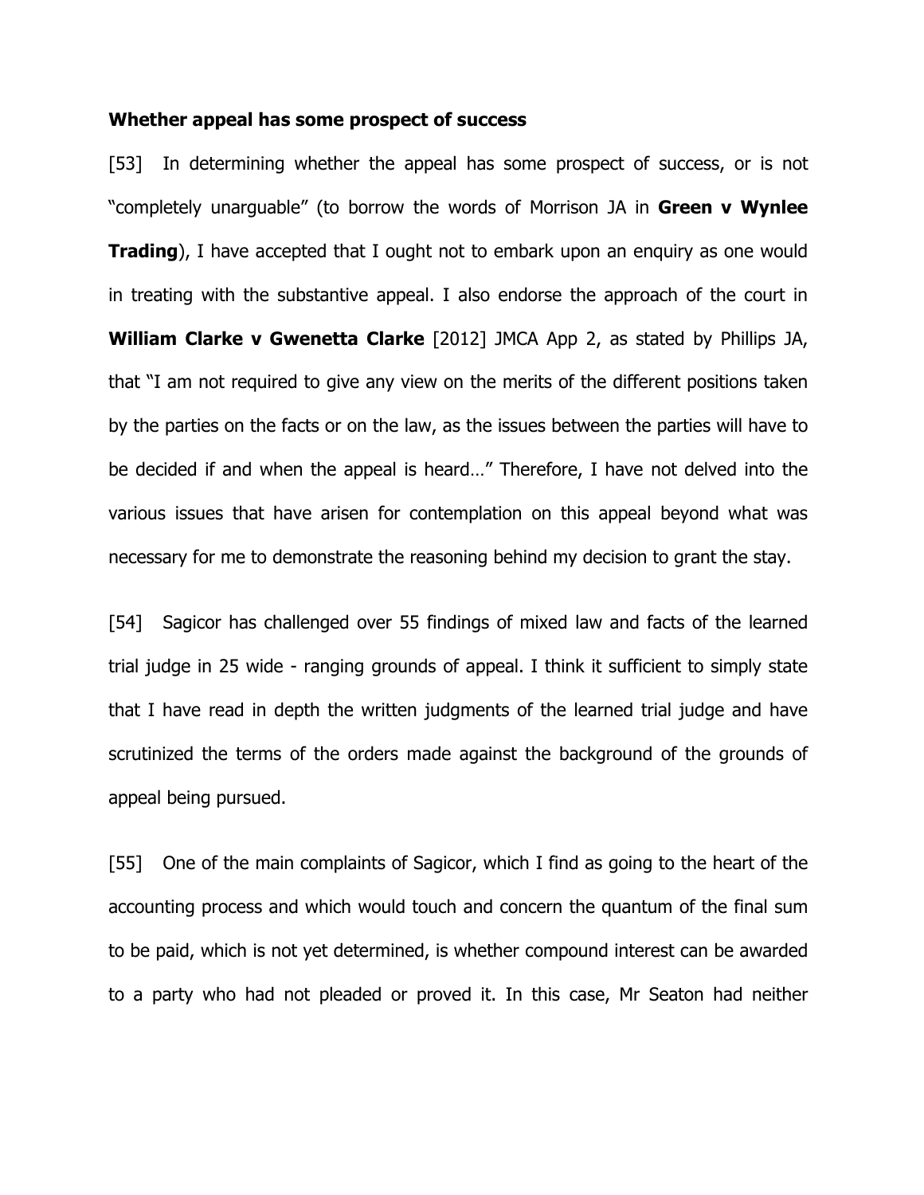**Whether appeal has some prospect of success**

[53] In determining whether the appeal has some prospect of success, or is not "completely unarguable" (to borrow the words of Morrison JA in **Green v Wynlee Trading**), I have accepted that I ought not to embark upon an enquiry as one would in treating with the substantive appeal. I also endorse the approach of the court in **William Clarke v Gwenetta Clarke** [2012] JMCA App 2, as stated by Phillips JA, that "I am not required to give any view on the merits of the different positions taken by the parties on the facts or on the law, as the issues between the parties will have to be decided if and when the appeal is heard…" Therefore, I have not delved into the various issues that have arisen for contemplation on this appeal beyond what was necessary for me to demonstrate the reasoning behind my decision to grant the stay.

[54] Sagicor has challenged over 55 findings of mixed law and facts of the learned trial judge in 25 wide - ranging grounds of appeal. I think it sufficient to simply state that I have read in depth the written judgments of the learned trial judge and have scrutinized the terms of the orders made against the background of the grounds of appeal being pursued.

[55] One of the main complaints of Sagicor, which I find as going to the heart of the accounting process and which would touch and concern the quantum of the final sum to be paid, which is not yet determined, is whether compound interest can be awarded to a party who had not pleaded or proved it. In this case, Mr Seaton had neither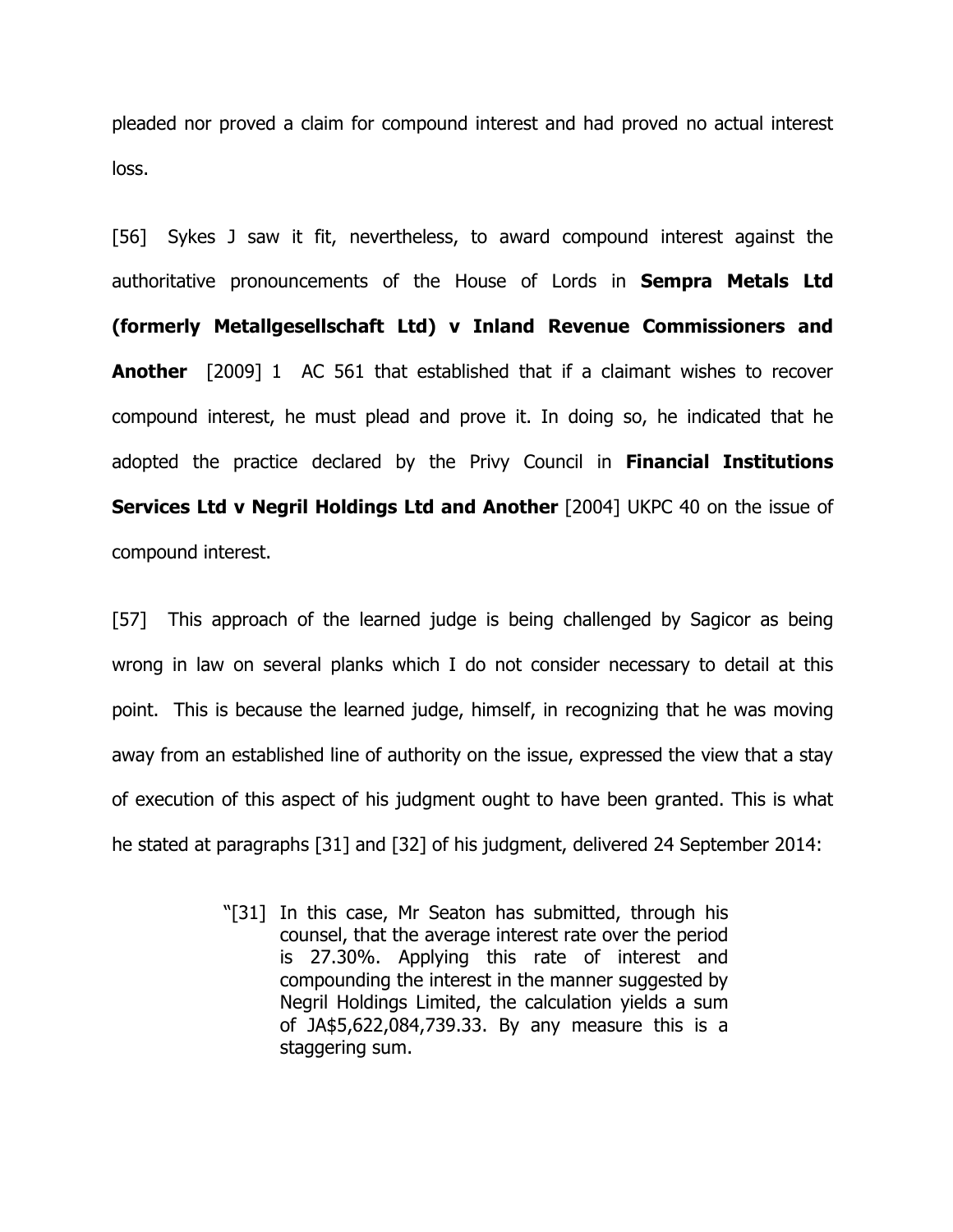pleaded nor proved a claim for compound interest and had proved no actual interest loss.

[56] Sykes J saw it fit, nevertheless, to award compound interest against the authoritative pronouncements of the House of Lords in **Sempra Metals Ltd (formerly Metallgesellschaft Ltd) v Inland Revenue Commissioners and Another** [2009] 1 AC 561 that established that if a claimant wishes to recover compound interest, he must plead and prove it. In doing so, he indicated that he adopted the practice declared by the Privy Council in **Financial Institutions Services Ltd v Negril Holdings Ltd and Another** [2004] UKPC 40 on the issue of compound interest.

[57] This approach of the learned judge is being challenged by Sagicor as being wrong in law on several planks which I do not consider necessary to detail at this point. This is because the learned judge, himself, in recognizing that he was moving away from an established line of authority on the issue, expressed the view that a stay of execution of this aspect of his judgment ought to have been granted. This is what he stated at paragraphs [31] and [32] of his judgment, delivered 24 September 2014:

> "[31] In this case, Mr Seaton has submitted, through his counsel, that the average interest rate over the period is 27.30%. Applying this rate of interest and compounding the interest in the manner suggested by Negril Holdings Limited, the calculation yields a sum of JA$5,622,084,739.33. By any measure this is a staggering sum.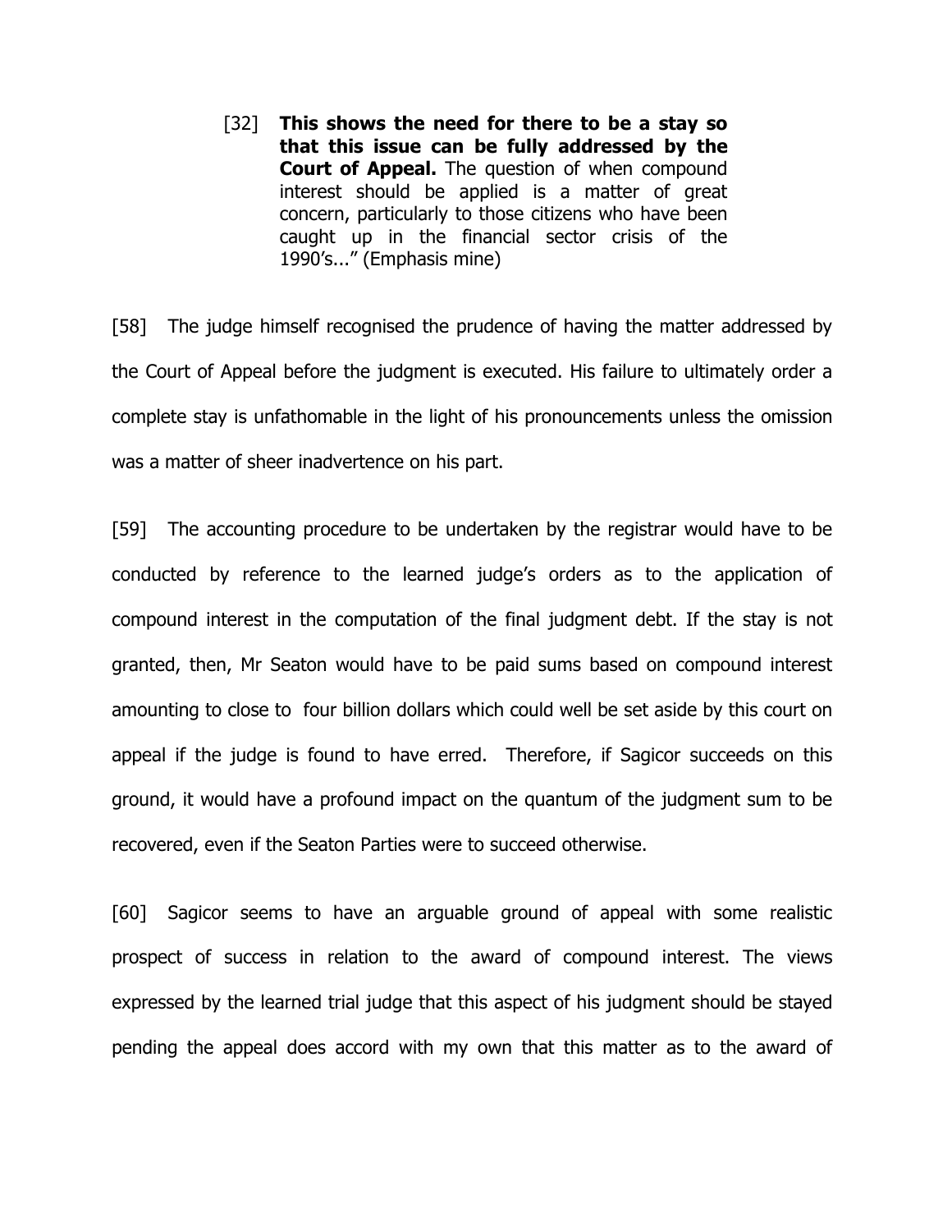> [32] **This shows the need for there to be a stay so that this issue can be fully addressed by the Court of Appeal.** The question of when compound interest should be applied is a matter of great concern, particularly to those citizens who have been caught up in the financial sector crisis of the 1990's..." (Emphasis mine)

[58] The judge himself recognised the prudence of having the matter addressed by the Court of Appeal before the judgment is executed. His failure to ultimately order a complete stay is unfathomable in the light of his pronouncements unless the omission was a matter of sheer inadvertence on his part.

[59] The accounting procedure to be undertaken by the registrar would have to be conducted by reference to the learned judge's orders as to the application of compound interest in the computation of the final judgment debt. If the stay is not granted, then, Mr Seaton would have to be paid sums based on compound interest amounting to close to four billion dollars which could well be set aside by this court on appeal if the judge is found to have erred. Therefore, if Sagicor succeeds on this ground, it would have a profound impact on the quantum of the judgment sum to be recovered, even if the Seaton Parties were to succeed otherwise.

[60] Sagicor seems to have an arguable ground of appeal with some realistic prospect of success in relation to the award of compound interest. The views expressed by the learned trial judge that this aspect of his judgment should be stayed pending the appeal does accord with my own that this matter as to the award of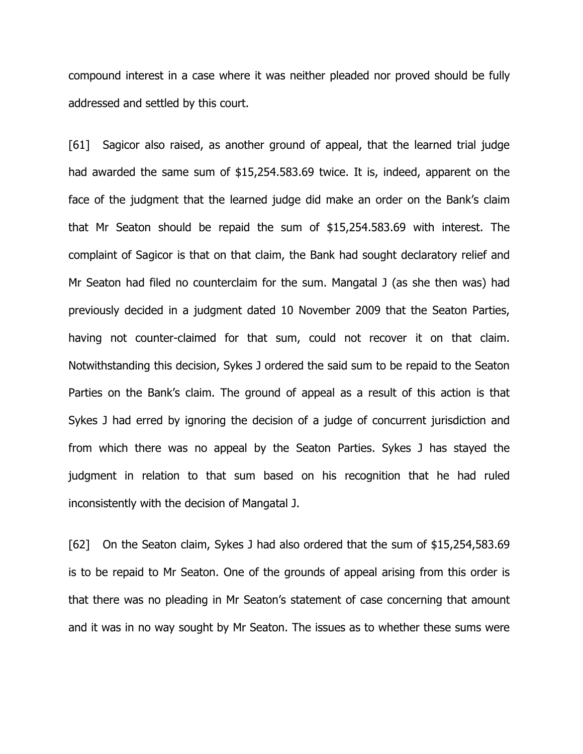compound interest in a case where it was neither pleaded nor proved should be fully addressed and settled by this court.

[61] Sagicor also raised, as another ground of appeal, that the learned trial judge had awarded the same sum of $15,254.583.69 twice. It is, indeed, apparent on the face of the judgment that the learned judge did make an order on the Bank's claim that Mr Seaton should be repaid the sum of $15,254.583.69 with interest. The complaint of Sagicor is that on that claim, the Bank had sought declaratory relief and Mr Seaton had filed no counterclaim for the sum. Mangatal J (as she then was) had previously decided in a judgment dated 10 November 2009 that the Seaton Parties, having not counter-claimed for that sum, could not recover it on that claim. Notwithstanding this decision, Sykes J ordered the said sum to be repaid to the Seaton Parties on the Bank's claim. The ground of appeal as a result of this action is that Sykes J had erred by ignoring the decision of a judge of concurrent jurisdiction and from which there was no appeal by the Seaton Parties. Sykes J has stayed the judgment in relation to that sum based on his recognition that he had ruled inconsistently with the decision of Mangatal J.

[62] On the Seaton claim, Sykes J had also ordered that the sum of $15,254,583.69 is to be repaid to Mr Seaton. One of the grounds of appeal arising from this order is that there was no pleading in Mr Seaton's statement of case concerning that amount and it was in no way sought by Mr Seaton. The issues as to whether these sums were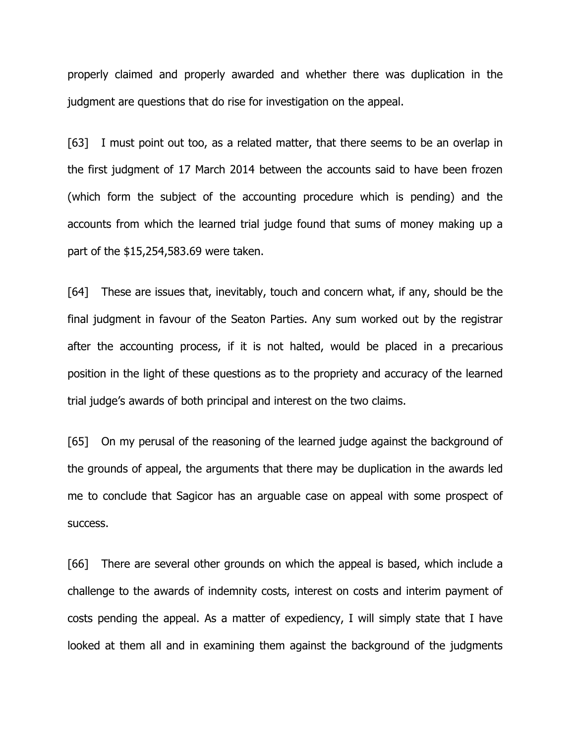properly claimed and properly awarded and whether there was duplication in the judgment are questions that do rise for investigation on the appeal.

[63] I must point out too, as a related matter, that there seems to be an overlap in the first judgment of 17 March 2014 between the accounts said to have been frozen (which form the subject of the accounting procedure which is pending) and the accounts from which the learned trial judge found that sums of money making up a part of the $15,254,583.69 were taken.

[64] These are issues that, inevitably, touch and concern what, if any, should be the final judgment in favour of the Seaton Parties. Any sum worked out by the registrar after the accounting process, if it is not halted, would be placed in a precarious position in the light of these questions as to the propriety and accuracy of the learned trial judge's awards of both principal and interest on the two claims.

[65] On my perusal of the reasoning of the learned judge against the background of the grounds of appeal, the arguments that there may be duplication in the awards led me to conclude that Sagicor has an arguable case on appeal with some prospect of success.

[66] There are several other grounds on which the appeal is based, which include a challenge to the awards of indemnity costs, interest on costs and interim payment of costs pending the appeal. As a matter of expediency, I will simply state that I have looked at them all and in examining them against the background of the judgments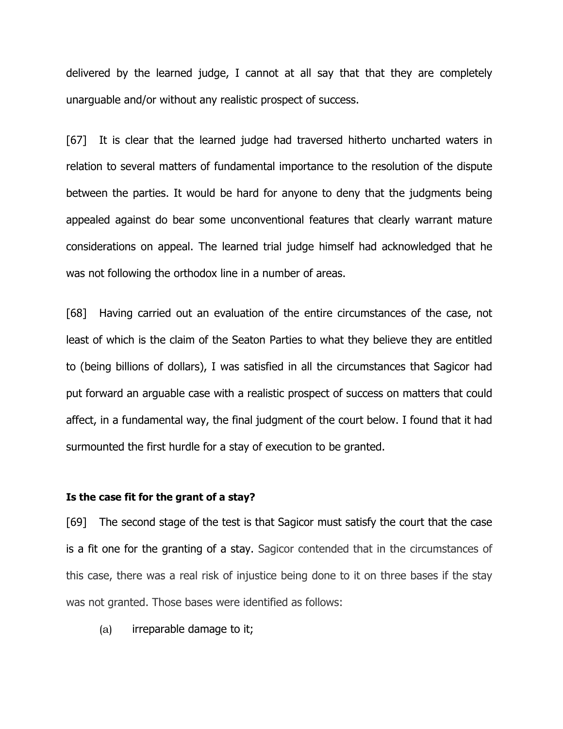delivered by the learned judge, I cannot at all say that that they are completely unarguable and/or without any realistic prospect of success.

[67] It is clear that the learned judge had traversed hitherto uncharted waters in relation to several matters of fundamental importance to the resolution of the dispute between the parties. It would be hard for anyone to deny that the judgments being appealed against do bear some unconventional features that clearly warrant mature considerations on appeal. The learned trial judge himself had acknowledged that he was not following the orthodox line in a number of areas.

[68] Having carried out an evaluation of the entire circumstances of the case, not least of which is the claim of the Seaton Parties to what they believe they are entitled to (being billions of dollars), I was satisfied in all the circumstances that Sagicor had put forward an arguable case with a realistic prospect of success on matters that could affect, in a fundamental way, the final judgment of the court below. I found that it had surmounted the first hurdle for a stay of execution to be granted.

**Is the case fit for the grant of a stay?**

[69] The second stage of the test is that Sagicor must satisfy the court that the case is a fit one for the granting of a stay. Sagicor contended that in the circumstances of this case, there was a real risk of injustice being done to it on three bases if the stay was not granted. Those bases were identified as follows:

(a) irreparable damage to it;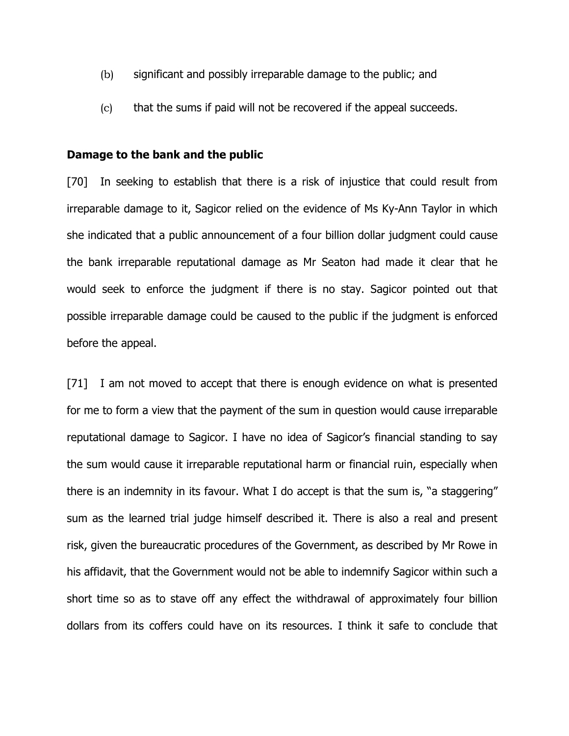(b) significant and possibly irreparable damage to the public; and

(c) that the sums if paid will not be recovered if the appeal succeeds.

**Damage to the bank and the public**

[70] In seeking to establish that there is a risk of injustice that could result from irreparable damage to it, Sagicor relied on the evidence of Ms Ky-Ann Taylor in which she indicated that a public announcement of a four billion dollar judgment could cause the bank irreparable reputational damage as Mr Seaton had made it clear that he would seek to enforce the judgment if there is no stay. Sagicor pointed out that possible irreparable damage could be caused to the public if the judgment is enforced before the appeal.

[71] I am not moved to accept that there is enough evidence on what is presented for me to form a view that the payment of the sum in question would cause irreparable reputational damage to Sagicor. I have no idea of Sagicor's financial standing to say the sum would cause it irreparable reputational harm or financial ruin, especially when there is an indemnity in its favour. What I do accept is that the sum is, "a staggering" sum as the learned trial judge himself described it. There is also a real and present risk, given the bureaucratic procedures of the Government, as described by Mr Rowe in his affidavit, that the Government would not be able to indemnify Sagicor within such a short time so as to stave off any effect the withdrawal of approximately four billion dollars from its coffers could have on its resources. I think it safe to conclude that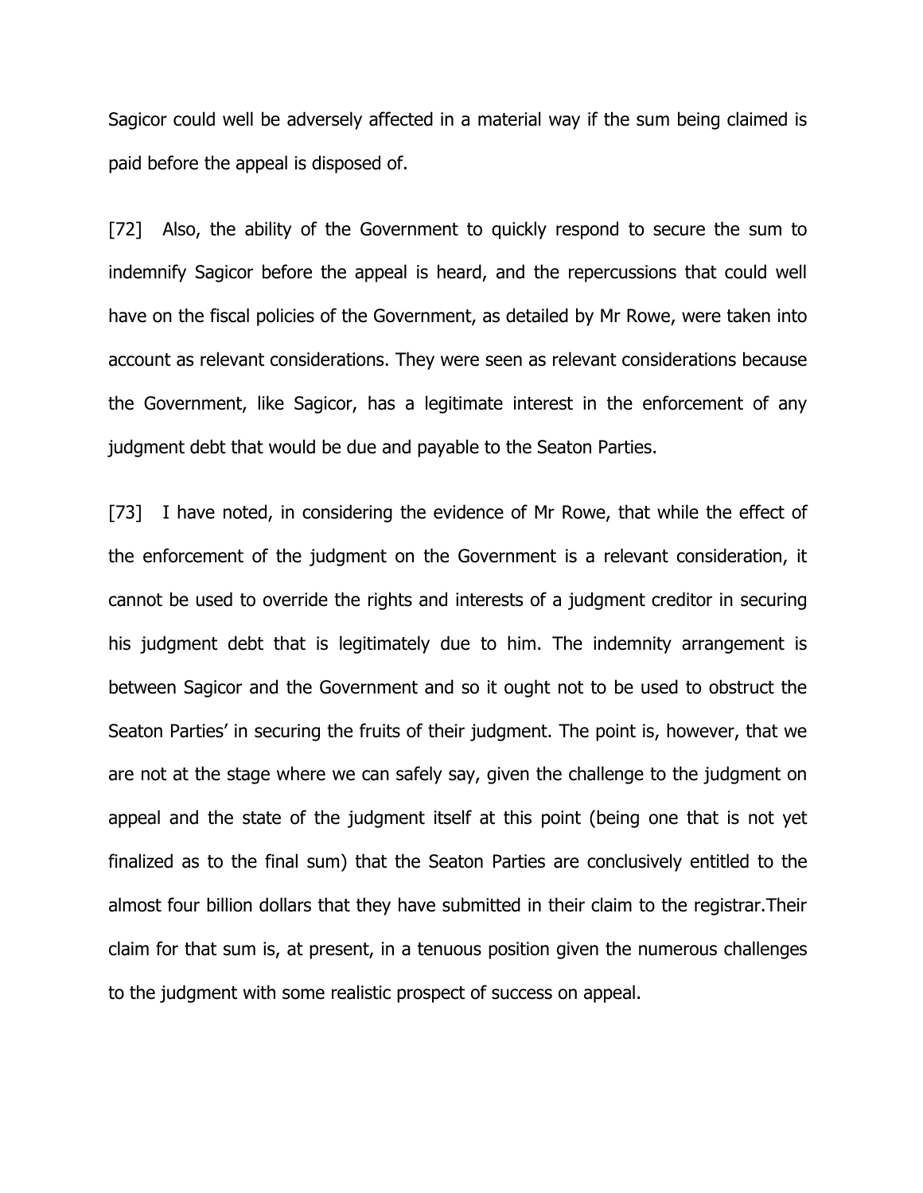Sagicor could well be adversely affected in a material way if the sum being claimed is paid before the appeal is disposed of.

[72] Also, the ability of the Government to quickly respond to secure the sum to indemnify Sagicor before the appeal is heard, and the repercussions that could well have on the fiscal policies of the Government, as detailed by Mr Rowe, were taken into account as relevant considerations. They were seen as relevant considerations because the Government, like Sagicor, has a legitimate interest in the enforcement of any judgment debt that would be due and payable to the Seaton Parties.

[73] I have noted, in considering the evidence of Mr Rowe, that while the effect of the enforcement of the judgment on the Government is a relevant consideration, it cannot be used to override the rights and interests of a judgment creditor in securing his judgment debt that is legitimately due to him. The indemnity arrangement is between Sagicor and the Government and so it ought not to be used to obstruct the Seaton Parties' in securing the fruits of their judgment. The point is, however, that we are not at the stage where we can safely say, given the challenge to the judgment on appeal and the state of the judgment itself at this point (being one that is not yet finalized as to the final sum) that the Seaton Parties are conclusively entitled to the almost four billion dollars that they have submitted in their claim to the registrar.Their claim for that sum is, at present, in a tenuous position given the numerous challenges to the judgment with some realistic prospect of success on appeal.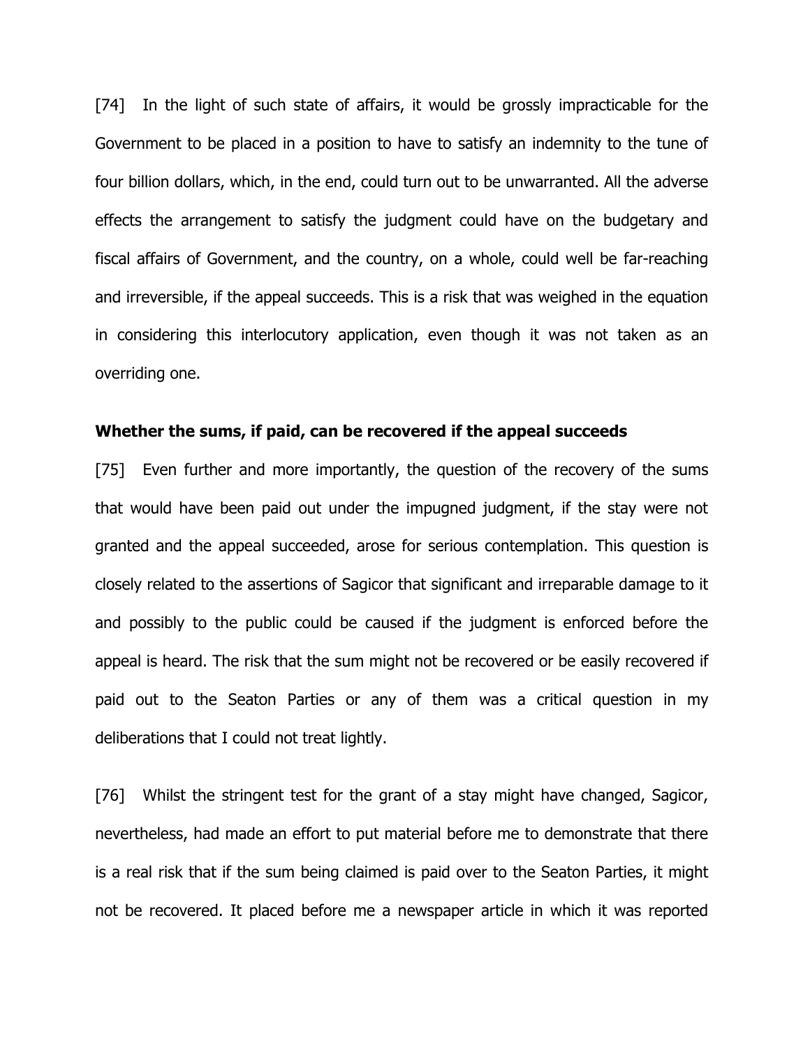[74] In the light of such state of affairs, it would be grossly impracticable for the Government to be placed in a position to have to satisfy an indemnity to the tune of four billion dollars, which, in the end, could turn out to be unwarranted. All the adverse effects the arrangement to satisfy the judgment could have on the budgetary and fiscal affairs of Government, and the country, on a whole, could well be far-reaching and irreversible, if the appeal succeeds. This is a risk that was weighed in the equation in considering this interlocutory application, even though it was not taken as an overriding one.

**Whether the sums, if paid, can be recovered if the appeal succeeds**

[75] Even further and more importantly, the question of the recovery of the sums that would have been paid out under the impugned judgment, if the stay were not granted and the appeal succeeded, arose for serious contemplation. This question is closely related to the assertions of Sagicor that significant and irreparable damage to it and possibly to the public could be caused if the judgment is enforced before the appeal is heard. The risk that the sum might not be recovered or be easily recovered if paid out to the Seaton Parties or any of them was a critical question in my deliberations that I could not treat lightly.

[76] Whilst the stringent test for the grant of a stay might have changed, Sagicor, nevertheless, had made an effort to put material before me to demonstrate that there is a real risk that if the sum being claimed is paid over to the Seaton Parties, it might not be recovered. It placed before me a newspaper article in which it was reported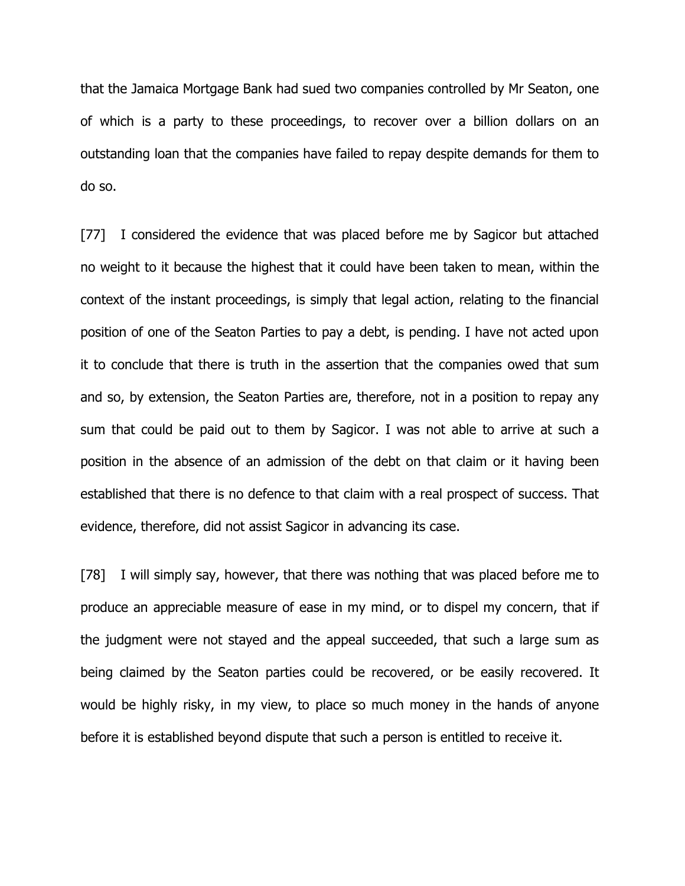that the Jamaica Mortgage Bank had sued two companies controlled by Mr Seaton, one of which is a party to these proceedings, to recover over a billion dollars on an outstanding loan that the companies have failed to repay despite demands for them to do so.

[77] I considered the evidence that was placed before me by Sagicor but attached no weight to it because the highest that it could have been taken to mean, within the context of the instant proceedings, is simply that legal action, relating to the financial position of one of the Seaton Parties to pay a debt, is pending. I have not acted upon it to conclude that there is truth in the assertion that the companies owed that sum and so, by extension, the Seaton Parties are, therefore, not in a position to repay any sum that could be paid out to them by Sagicor. I was not able to arrive at such a position in the absence of an admission of the debt on that claim or it having been established that there is no defence to that claim with a real prospect of success. That evidence, therefore, did not assist Sagicor in advancing its case.

[78] I will simply say, however, that there was nothing that was placed before me to produce an appreciable measure of ease in my mind, or to dispel my concern, that if the judgment were not stayed and the appeal succeeded, that such a large sum as being claimed by the Seaton parties could be recovered, or be easily recovered. It would be highly risky, in my view, to place so much money in the hands of anyone before it is established beyond dispute that such a person is entitled to receive it.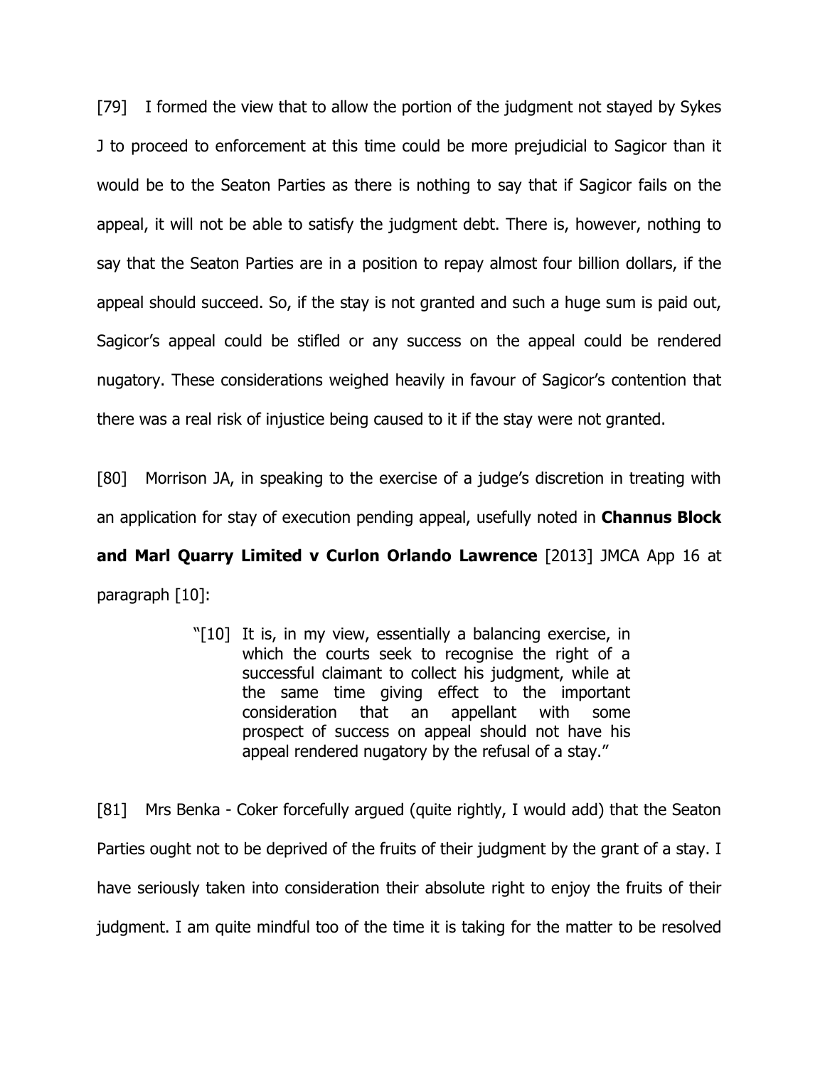[79] I formed the view that to allow the portion of the judgment not stayed by Sykes J to proceed to enforcement at this time could be more prejudicial to Sagicor than it would be to the Seaton Parties as there is nothing to say that if Sagicor fails on the appeal, it will not be able to satisfy the judgment debt. There is, however, nothing to say that the Seaton Parties are in a position to repay almost four billion dollars, if the appeal should succeed. So, if the stay is not granted and such a huge sum is paid out, Sagicor's appeal could be stifled or any success on the appeal could be rendered nugatory. These considerations weighed heavily in favour of Sagicor's contention that there was a real risk of injustice being caused to it if the stay were not granted.

[80] Morrison JA, in speaking to the exercise of a judge's discretion in treating with an application for stay of execution pending appeal, usefully noted in **Channus Block and Marl Quarry Limited v Curlon Orlando Lawrence** [2013] JMCA App 16 at paragraph [10]:

> "[10] It is, in my view, essentially a balancing exercise, in which the courts seek to recognise the right of a successful claimant to collect his judgment, while at the same time giving effect to the important consideration that an appellant with some prospect of success on appeal should not have his appeal rendered nugatory by the refusal of a stay."

[81] Mrs Benka - Coker forcefully argued (quite rightly, I would add) that the Seaton Parties ought not to be deprived of the fruits of their judgment by the grant of a stay. I have seriously taken into consideration their absolute right to enjoy the fruits of their judgment. I am quite mindful too of the time it is taking for the matter to be resolved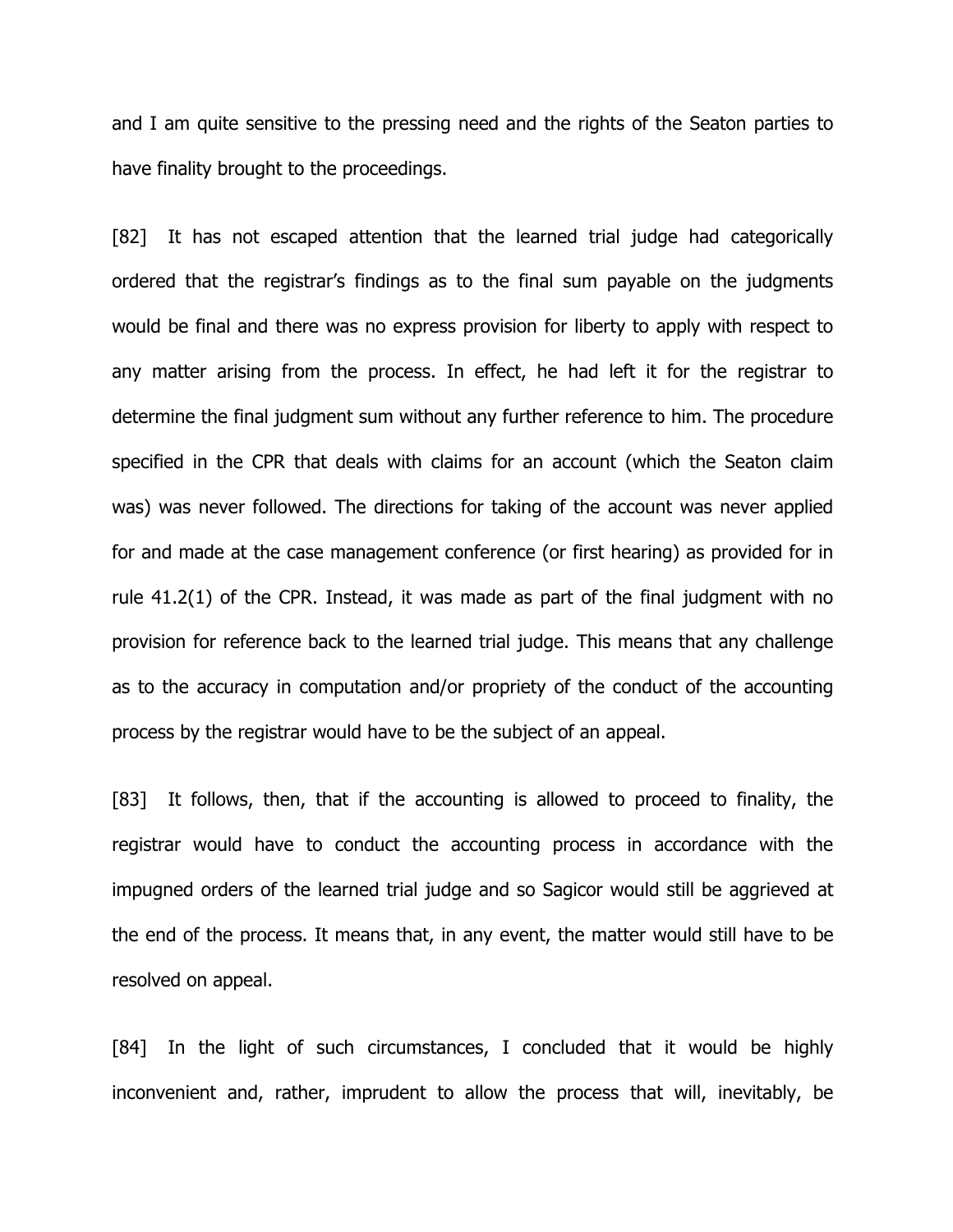and I am quite sensitive to the pressing need and the rights of the Seaton parties to have finality brought to the proceedings.

[82] It has not escaped attention that the learned trial judge had categorically ordered that the registrar's findings as to the final sum payable on the judgments would be final and there was no express provision for liberty to apply with respect to any matter arising from the process. In effect, he had left it for the registrar to determine the final judgment sum without any further reference to him. The procedure specified in the CPR that deals with claims for an account (which the Seaton claim was) was never followed. The directions for taking of the account was never applied for and made at the case management conference (or first hearing) as provided for in rule 41.2(1) of the CPR. Instead, it was made as part of the final judgment with no provision for reference back to the learned trial judge. This means that any challenge as to the accuracy in computation and/or propriety of the conduct of the accounting process by the registrar would have to be the subject of an appeal.

[83] It follows, then, that if the accounting is allowed to proceed to finality, the registrar would have to conduct the accounting process in accordance with the impugned orders of the learned trial judge and so Sagicor would still be aggrieved at the end of the process. It means that, in any event, the matter would still have to be resolved on appeal.

[84] In the light of such circumstances, I concluded that it would be highly inconvenient and, rather, imprudent to allow the process that will, inevitably, be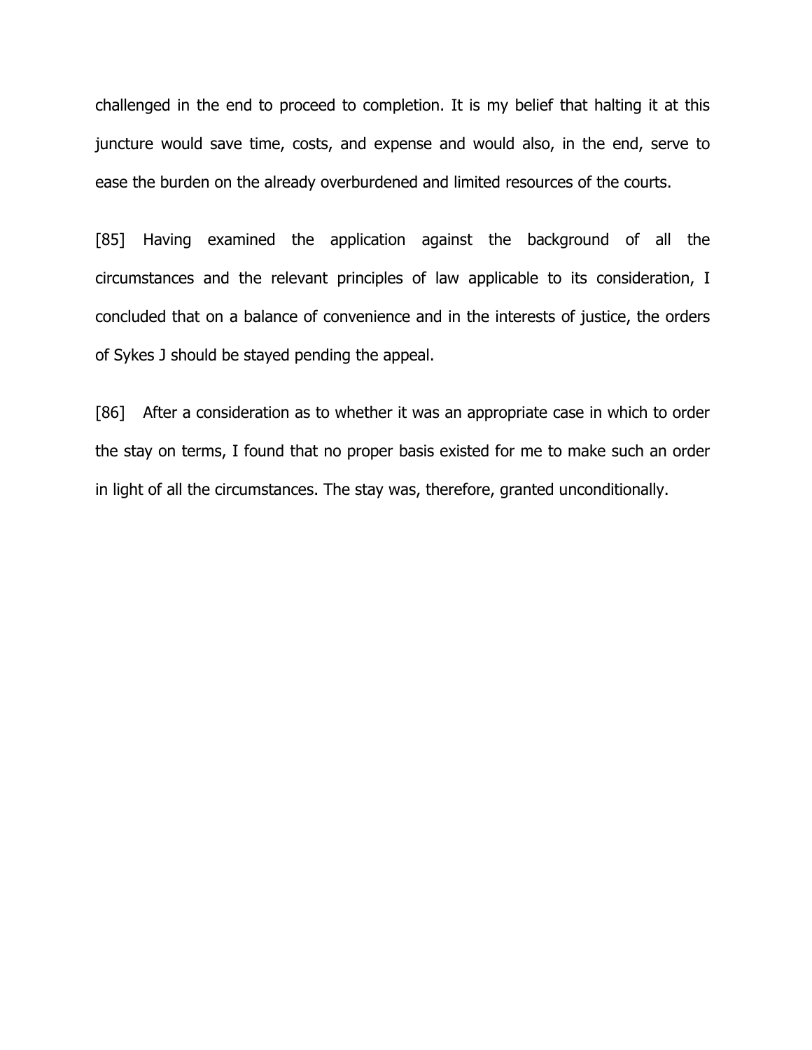challenged in the end to proceed to completion. It is my belief that halting it at this juncture would save time, costs, and expense and would also, in the end, serve to ease the burden on the already overburdened and limited resources of the courts.

[85] Having examined the application against the background of all the circumstances and the relevant principles of law applicable to its consideration, I concluded that on a balance of convenience and in the interests of justice, the orders of Sykes J should be stayed pending the appeal.

[86] After a consideration as to whether it was an appropriate case in which to order the stay on terms, I found that no proper basis existed for me to make such an order in light of all the circumstances. The stay was, therefore, granted unconditionally.